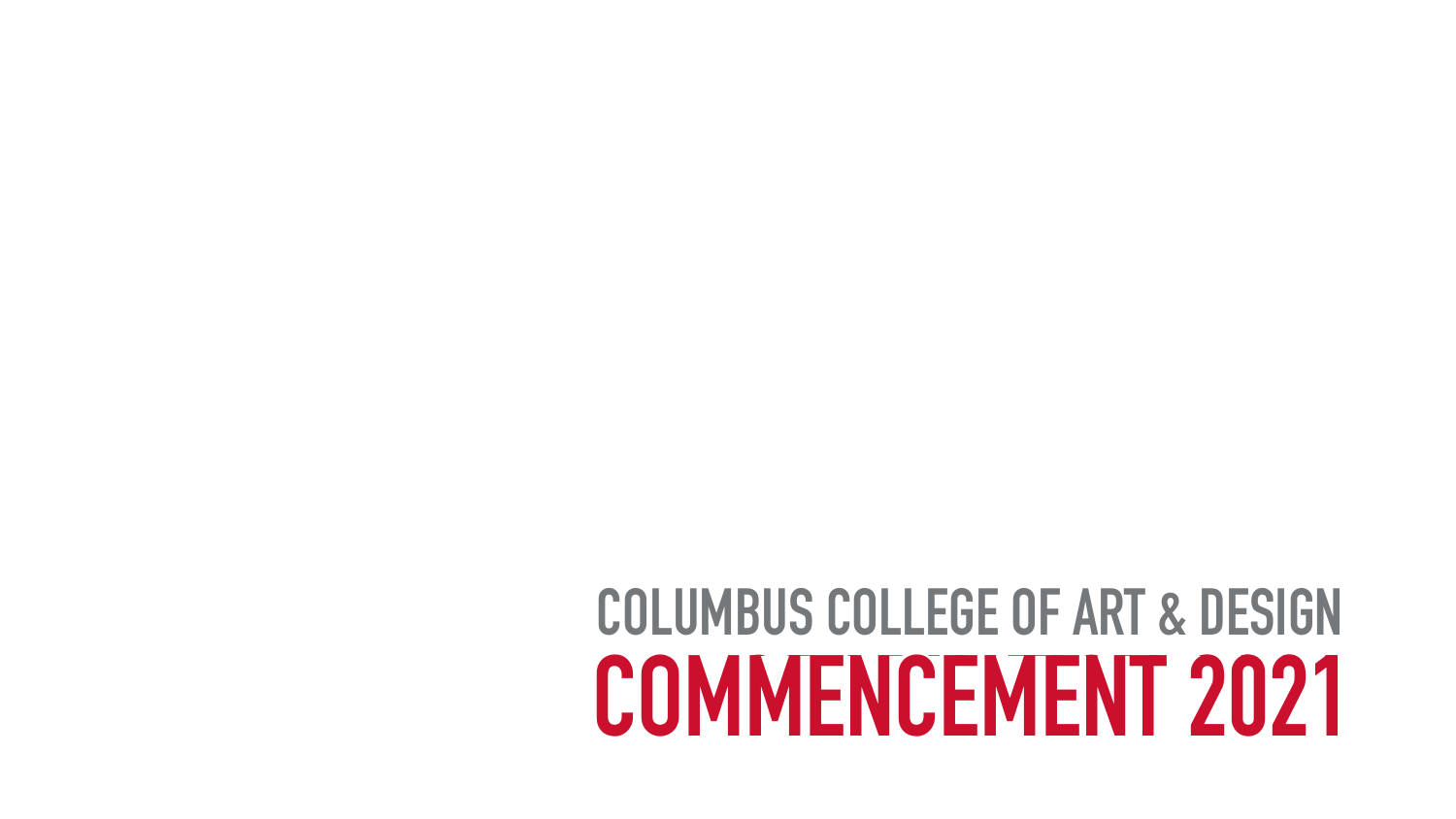# COLUMBUS COLLEGE OF ART & DESIGN

# COMMENCEMENT 2021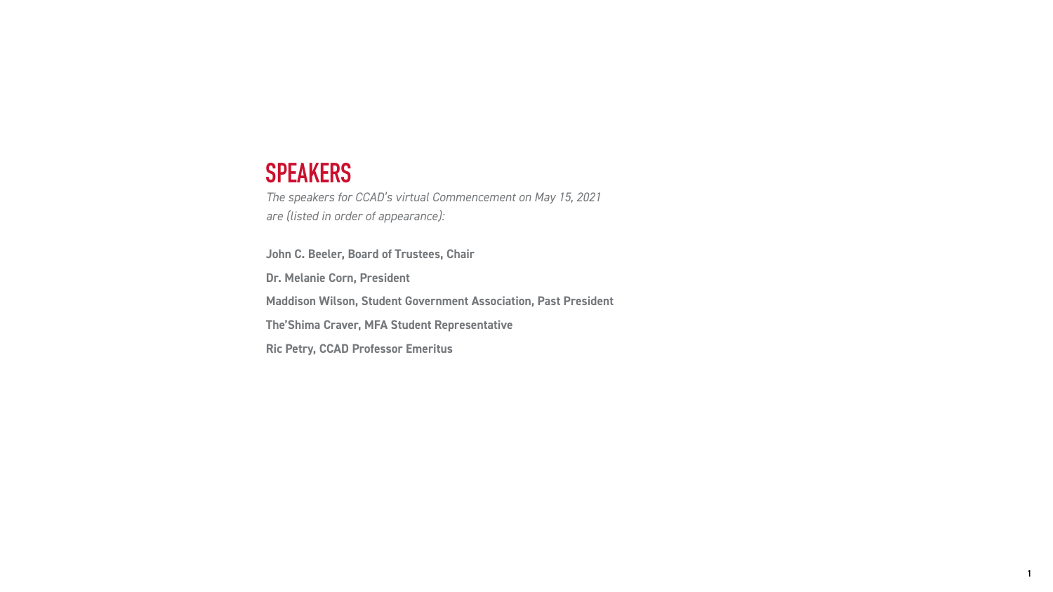## SPEAKERS

*The speakers for CCAD's virtual Commencement on May 15, 2021 are (listed in order of appearance):*

**John C. Beeler, Board of Trustees, Chair**

**Dr. Melanie Corn, President**

**Maddison Wilson, Student Government Association, Past President**

**The'Shima Craver, MFA Student Representative**

**Ric Petry, CCAD Professor Emeritus**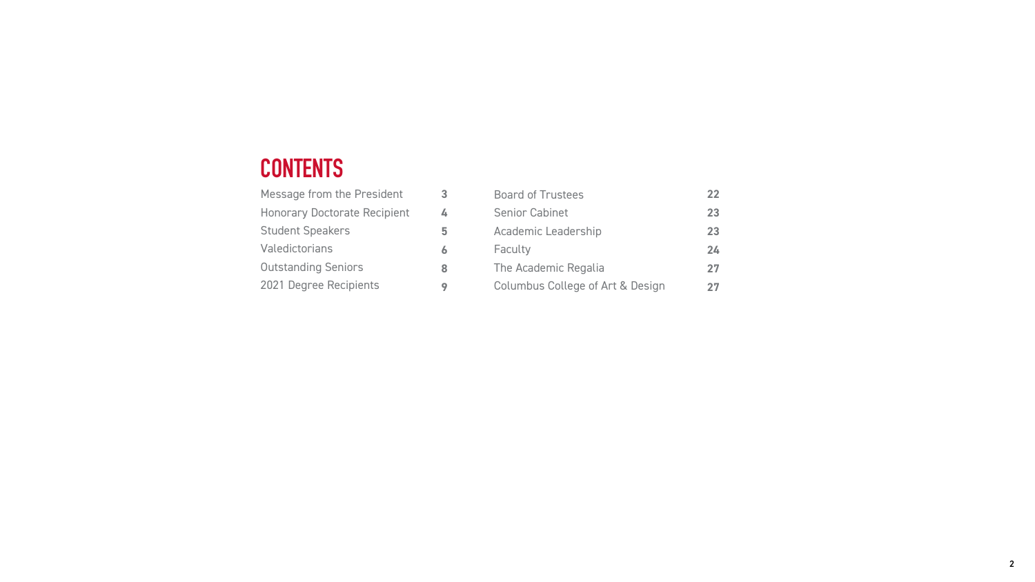# CONTENTS

| | |
|---|---|
| Message from the President | 3 |
| Honorary Doctorate Recipient | 4 |
| Student Speakers | 5 |
| Valedictorians | 6 |
| Outstanding Seniors | 8 |
| 2021 Degree Recipients | 9 |
| Board of Trustees | 22 |
| Senior Cabinet | 23 |
| Academic Leadership | 23 |
| Faculty | 24 |
| The Academic Regalia | 27 |
| Columbus College of Art & Design | 27 |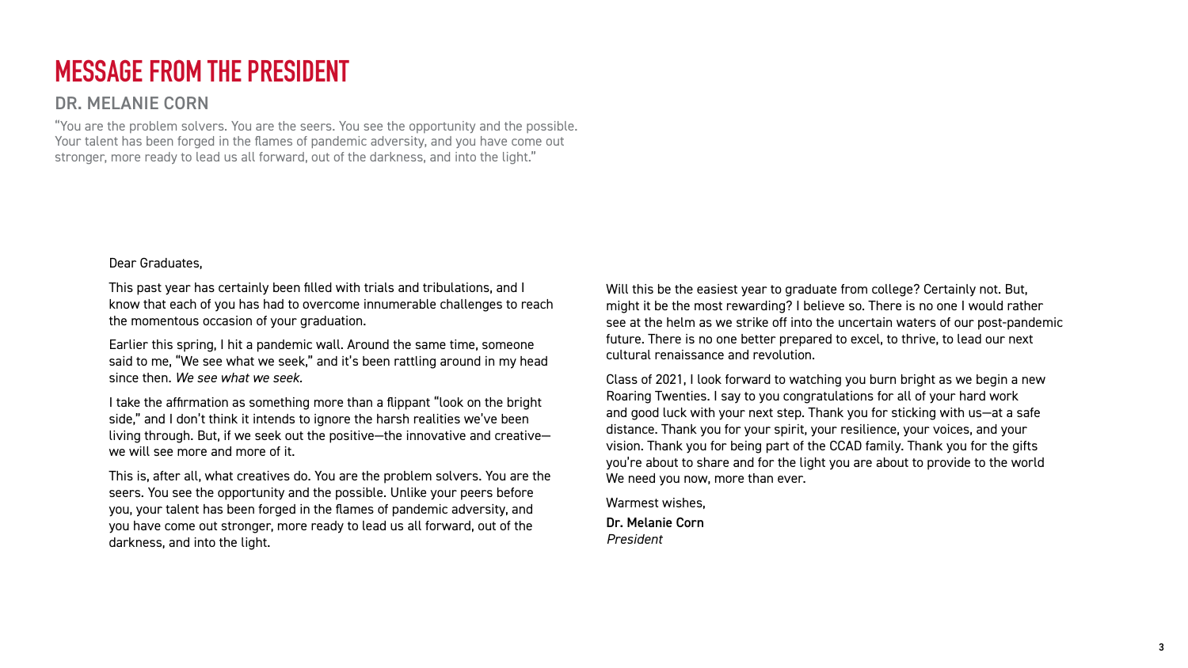# MESSAGE FROM THE PRESIDENT

## DR. MELANIE CORN

"You are the problem solvers. You are the seers. You see the opportunity and the possible. Your talent has been forged in the flames of pandemic adversity, and you have come out stronger, more ready to lead us all forward, out of the darkness, and into the light."

Dear Graduates,

This past year has certainly been filled with trials and tribulations, and I know that each of you has had to overcome innumerable challenges to reach the momentous occasion of your graduation.

Earlier this spring, I hit a pandemic wall. Around the same time, someone said to me, "We see what we seek," and it's been rattling around in my head since then. *We see what we seek.*

I take the affirmation as something more than a flippant "look on the bright side," and I don't think it intends to ignore the harsh realities we've been living through. But, if we seek out the positive—the innovative and creative—we will see more and more of it.

This is, after all, what creatives do. You are the problem solvers. You are the seers. You see the opportunity and the possible. Unlike your peers before you, your talent has been forged in the flames of pandemic adversity, and you have come out stronger, more ready to lead us all forward, out of the darkness, and into the light.

Will this be the easiest year to graduate from college? Certainly not. But, might it be the most rewarding? I believe so. There is no one I would rather see at the helm as we strike off into the uncertain waters of our post-pandemic future. There is no one better prepared to excel, to thrive, to lead our next cultural renaissance and revolution.

Class of 2021, I look forward to watching you burn bright as we begin a new Roaring Twenties. I say to you congratulations for all of your hard work and good luck with your next step. Thank you for sticking with us—at a safe distance. Thank you for your spirit, your resilience, your voices, and your vision. Thank you for being part of the CCAD family. Thank you for the gifts you're about to share and for the light you are about to provide to the world We need you now, more than ever.

Warmest wishes,

**Dr. Melanie Corn**
*President*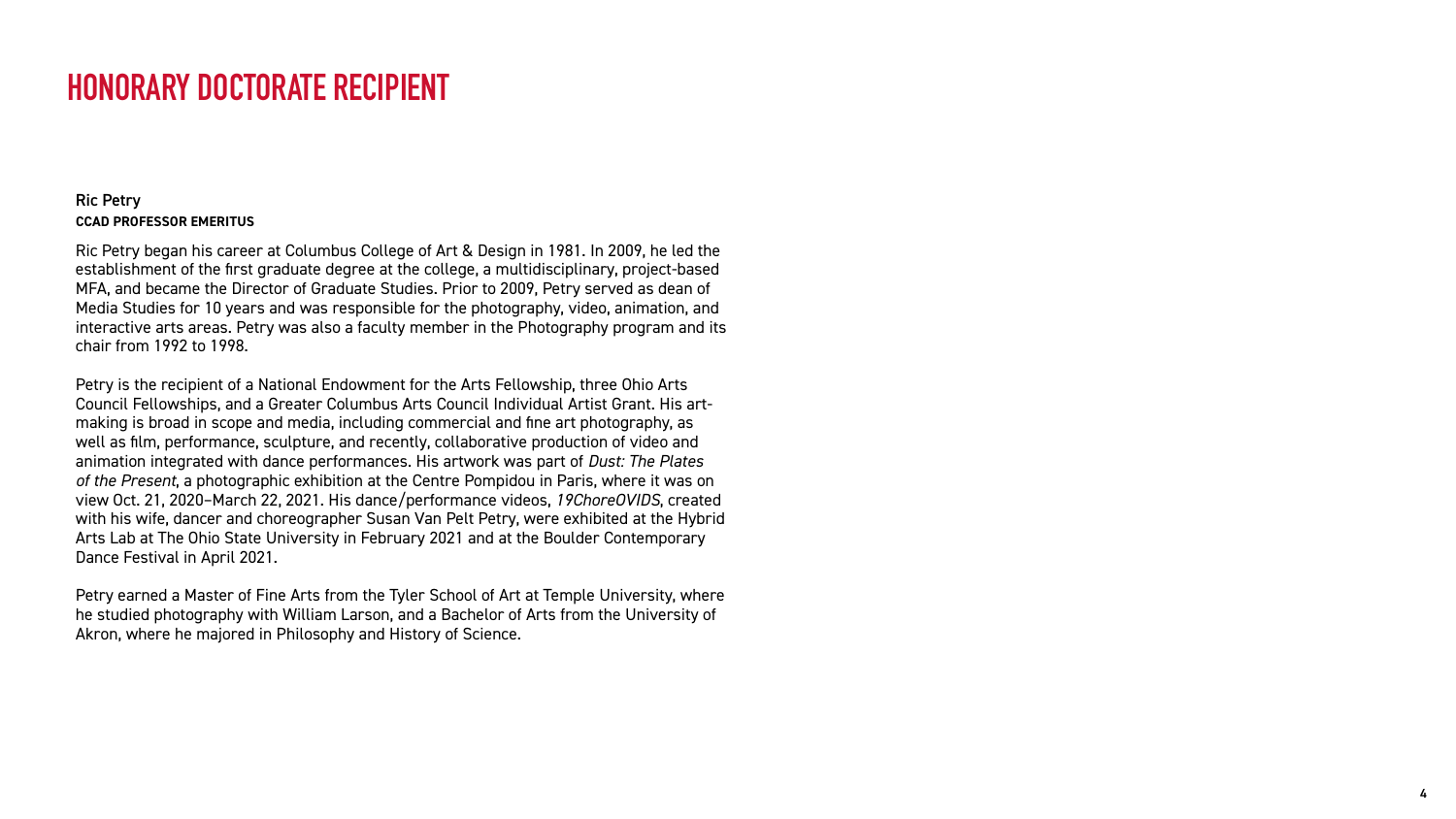# HONORARY DOCTORATE RECIPIENT

Ric Petry
**CCAD PROFESSOR EMERITUS**

Ric Petry began his career at Columbus College of Art & Design in 1981. In 2009, he led the establishment of the first graduate degree at the college, a multidisciplinary, project-based MFA, and became the Director of Graduate Studies. Prior to 2009, Petry served as dean of Media Studies for 10 years and was responsible for the photography, video, animation, and interactive arts areas. Petry was also a faculty member in the Photography program and its chair from 1992 to 1998.

Petry is the recipient of a National Endowment for the Arts Fellowship, three Ohio Arts Council Fellowships, and a Greater Columbus Arts Council Individual Artist Grant. His art-making is broad in scope and media, including commercial and fine art photography, as well as film, performance, sculpture, and recently, collaborative production of video and animation integrated with dance performances. His artwork was part of *Dust: The Plates of the Present*, a photographic exhibition at the Centre Pompidou in Paris, where it was on view Oct. 21, 2020–March 22, 2021. His dance/performance videos, *19ChoreOVIDS*, created with his wife, dancer and choreographer Susan Van Pelt Petry, were exhibited at the Hybrid Arts Lab at The Ohio State University in February 2021 and at the Boulder Contemporary Dance Festival in April 2021.

Petry earned a Master of Fine Arts from the Tyler School of Art at Temple University, where he studied photography with William Larson, and a Bachelor of Arts from the University of Akron, where he majored in Philosophy and History of Science.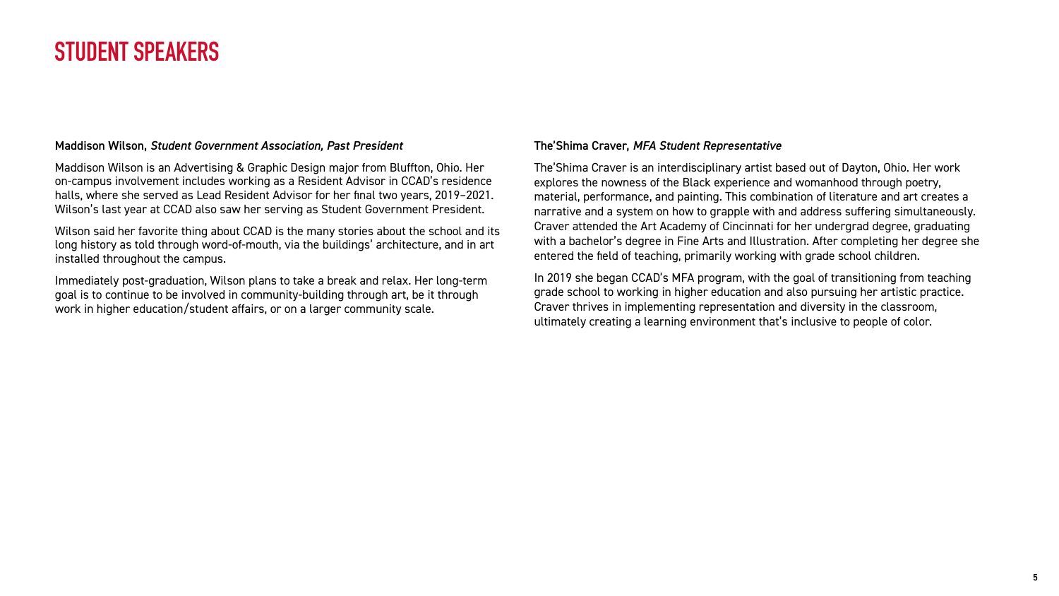# STUDENT SPEAKERS

**Maddison Wilson,** ***Student Government Association, Past President***

Maddison Wilson is an Advertising & Graphic Design major from Bluffton, Ohio. Her on-campus involvement includes working as a Resident Advisor in CCAD's residence halls, where she served as Lead Resident Advisor for her final two years, 2019–2021. Wilson's last year at CCAD also saw her serving as Student Government President.

Wilson said her favorite thing about CCAD is the many stories about the school and its long history as told through word-of-mouth, via the buildings' architecture, and in art installed throughout the campus.

Immediately post-graduation, Wilson plans to take a break and relax. Her long-term goal is to continue to be involved in community-building through art, be it through work in higher education/student affairs, or on a larger community scale.

**The'Shima Craver,** ***MFA Student Representative***

The'Shima Craver is an interdisciplinary artist based out of Dayton, Ohio. Her work explores the nowness of the Black experience and womanhood through poetry, material, performance, and painting. This combination of literature and art creates a narrative and a system on how to grapple with and address suffering simultaneously. Craver attended the Art Academy of Cincinnati for her undergrad degree, graduating with a bachelor's degree in Fine Arts and Illustration. After completing her degree she entered the field of teaching, primarily working with grade school children.

In 2019 she began CCAD's MFA program, with the goal of transitioning from teaching grade school to working in higher education and also pursuing her artistic practice. Craver thrives in implementing representation and diversity in the classroom, ultimately creating a learning environment that's inclusive to people of color.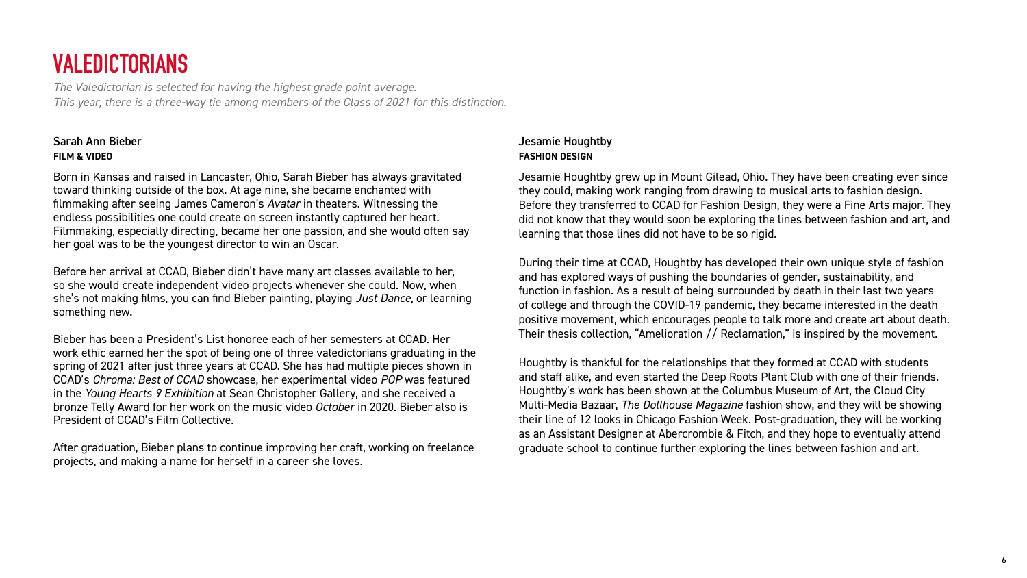# VALEDICTORIANS

*The Valedictorian is selected for having the highest grade point average.*
*This year, there is a three-way tie among members of the Class of 2021 for this distinction.*

### Sarah Ann Bieber
**FILM & VIDEO**

Born in Kansas and raised in Lancaster, Ohio, Sarah Bieber has always gravitated toward thinking outside of the box. At age nine, she became enchanted with filmmaking after seeing James Cameron's *Avatar* in theaters. Witnessing the endless possibilities one could create on screen instantly captured her heart. Filmmaking, especially directing, became her one passion, and she would often say her goal was to be the youngest director to win an Oscar.

Before her arrival at CCAD, Bieber didn't have many art classes available to her, so she would create independent video projects whenever she could. Now, when she's not making films, you can find Bieber painting, playing *Just Dance*, or learning something new.

Bieber has been a President's List honoree each of her semesters at CCAD. Her work ethic earned her the spot of being one of three valedictorians graduating in the spring of 2021 after just three years at CCAD. She has had multiple pieces shown in CCAD's *Chroma: Best of CCAD* showcase, her experimental video *POP* was featured in the *Young Hearts 9 Exhibition* at Sean Christopher Gallery, and she received a bronze Telly Award for her work on the music video *October* in 2020. Bieber also is President of CCAD's Film Collective.

After graduation, Bieber plans to continue improving her craft, working on freelance projects, and making a name for herself in a career she loves.

### Jesamie Houghtby
**FASHION DESIGN**

Jesamie Houghtby grew up in Mount Gilead, Ohio. They have been creating ever since they could, making work ranging from drawing to musical arts to fashion design. Before they transferred to CCAD for Fashion Design, they were a Fine Arts major. They did not know that they would soon be exploring the lines between fashion and art, and learning that those lines did not have to be so rigid.

During their time at CCAD, Houghtby has developed their own unique style of fashion and has explored ways of pushing the boundaries of gender, sustainability, and function in fashion. As a result of being surrounded by death in their last two years of college and through the COVID-19 pandemic, they became interested in the death positive movement, which encourages people to talk more and create art about death. Their thesis collection, "Amelioration // Reclamation," is inspired by the movement.

Houghtby is thankful for the relationships that they formed at CCAD with students and staff alike, and even started the Deep Roots Plant Club with one of their friends. Houghtby's work has been shown at the Columbus Museum of Art, the Cloud City Multi-Media Bazaar, *The Dollhouse Magazine* fashion show, and they will be showing their line of 12 looks in Chicago Fashion Week. Post-graduation, they will be working as an Assistant Designer at Abercrombie & Fitch, and they hope to eventually attend graduate school to continue further exploring the lines between fashion and art.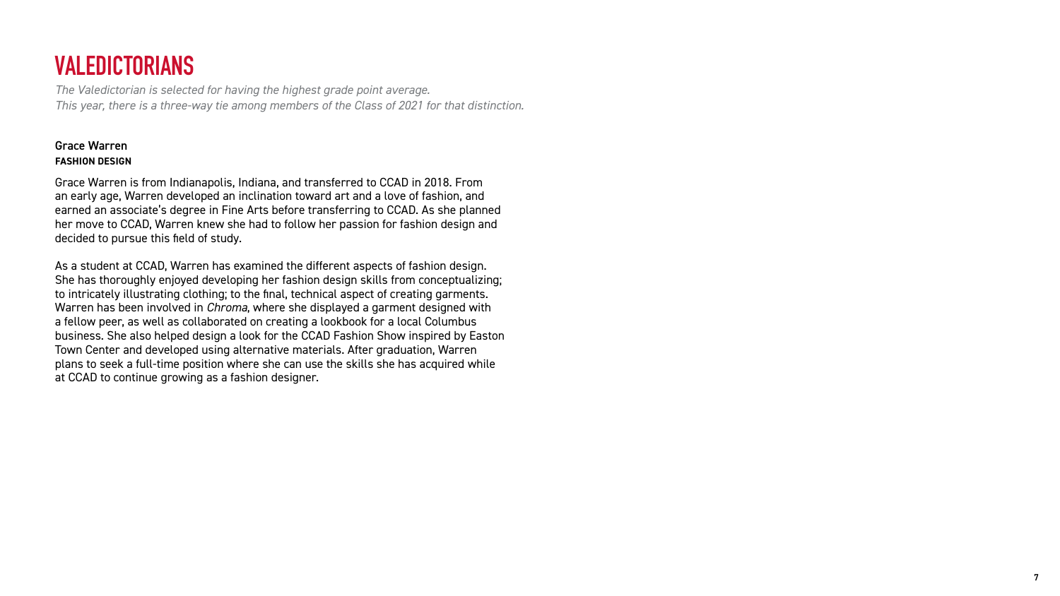# VALEDICTORIANS

*The Valedictorian is selected for having the highest grade point average.*
*This year, there is a three-way tie among members of the Class of 2021 for that distinction.*

**Grace Warren**
**FASHION DESIGN**

Grace Warren is from Indianapolis, Indiana, and transferred to CCAD in 2018. From an early age, Warren developed an inclination toward art and a love of fashion, and earned an associate's degree in Fine Arts before transferring to CCAD. As she planned her move to CCAD, Warren knew she had to follow her passion for fashion design and decided to pursue this field of study.

As a student at CCAD, Warren has examined the different aspects of fashion design. She has thoroughly enjoyed developing her fashion design skills from conceptualizing; to intricately illustrating clothing; to the final, technical aspect of creating garments. Warren has been involved in *Chroma*, where she displayed a garment designed with a fellow peer, as well as collaborated on creating a lookbook for a local Columbus business. She also helped design a look for the CCAD Fashion Show inspired by Easton Town Center and developed using alternative materials. After graduation, Warren plans to seek a full-time position where she can use the skills she has acquired while at CCAD to continue growing as a fashion designer.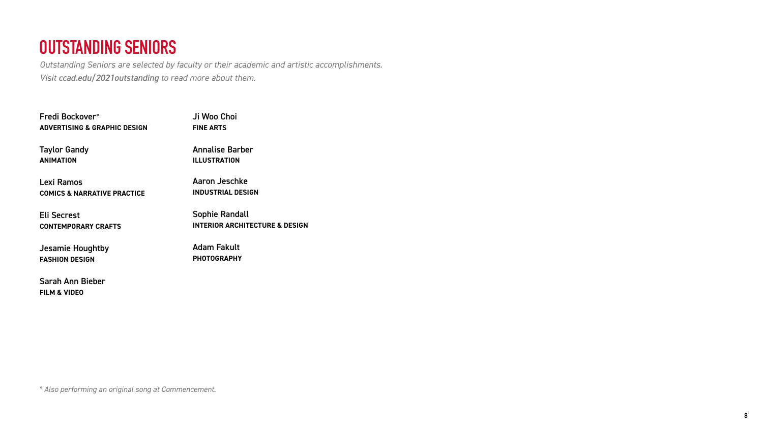# OUTSTANDING SENIORS

*Outstanding Seniors are selected by faculty or their academic and artistic accomplishments. Visit **ccad.edu/2021outstanding** to read more about them.*

Fredi Bockover°
**ADVERTISING & GRAPHIC DESIGN**

Taylor Gandy
**ANIMATION**

Lexi Ramos
**COMICS & NARRATIVE PRACTICE**

Eli Secrest
**CONTEMPORARY CRAFTS**

Jesamie Houghtby
**FASHION DESIGN**

Sarah Ann Bieber
**FILM & VIDEO**

Ji Woo Choi
**FINE ARTS**

Annalise Barber
**ILLUSTRATION**

Aaron Jeschke
**INDUSTRIAL DESIGN**

Sophie Randall
**INTERIOR ARCHITECTURE & DESIGN**

Adam Fakult
**PHOTOGRAPHY**

*° Also performing an original song at Commencement.*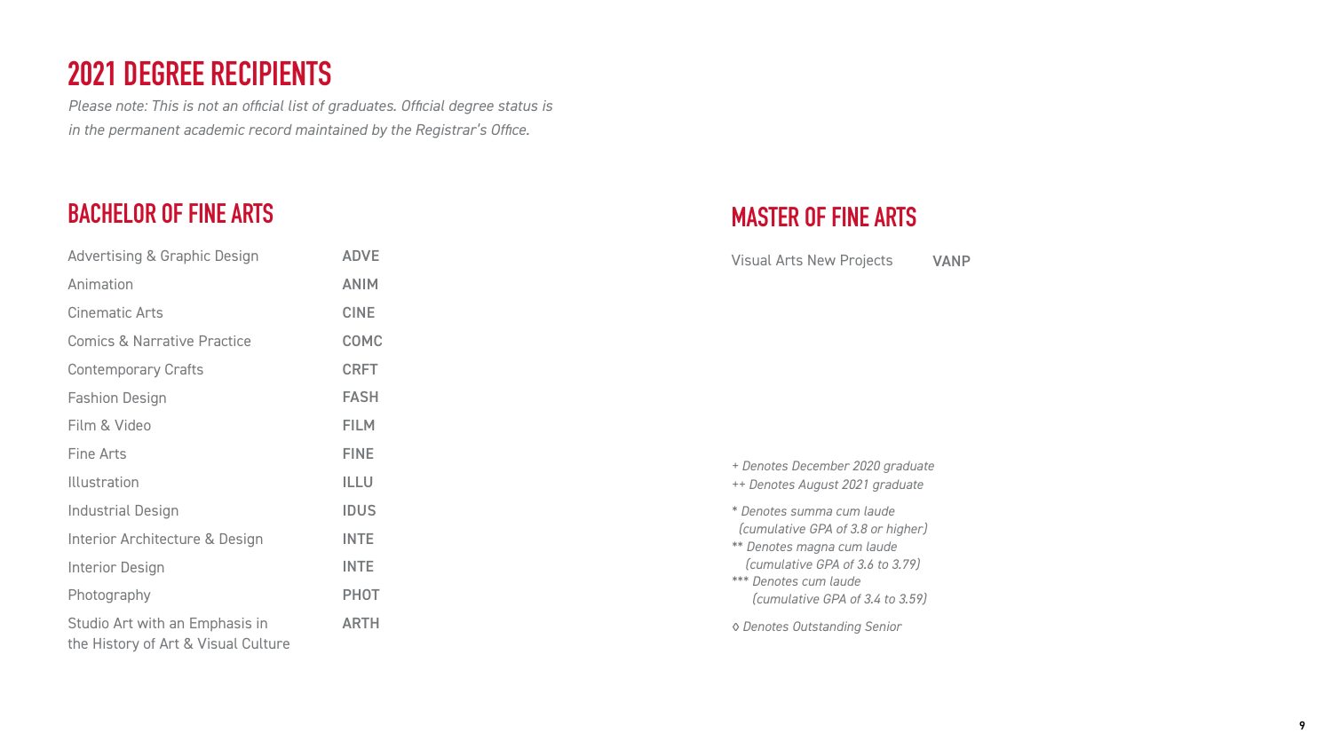# 2021 DEGREE RECIPIENTS

*Please note: This is not an official list of graduates. Official degree status is in the permanent academic record maintained by the Registrar's Office.*

## BACHELOR OF FINE ARTS

| Program | Code |
|---|---|
| Advertising & Graphic Design | ADVE |
| Animation | ANIM |
| Cinematic Arts | CINE |
| Comics & Narrative Practice | COMC |
| Contemporary Crafts | CRFT |
| Fashion Design | FASH |
| Film & Video | FILM |
| Fine Arts | FINE |
| Illustration | ILLU |
| Industrial Design | IDUS |
| Interior Architecture & Design | INTE |
| Interior Design | INTE |
| Photography | PHOT |
| Studio Art with an Emphasis in the History of Art & Visual Culture | ARTH |

## MASTER OF FINE ARTS

| Program | Code |
|---|---|
| Visual Arts New Projects | VANP |

*+ Denotes December 2020 graduate*
*++ Denotes August 2021 graduate*

*\* Denotes summa cum laude (cumulative GPA of 3.8 or higher)*
*\*\* Denotes magna cum laude (cumulative GPA of 3.6 to 3.79)*
*\*\*\* Denotes cum laude (cumulative GPA of 3.4 to 3.59)*

*◊ Denotes Outstanding Senior*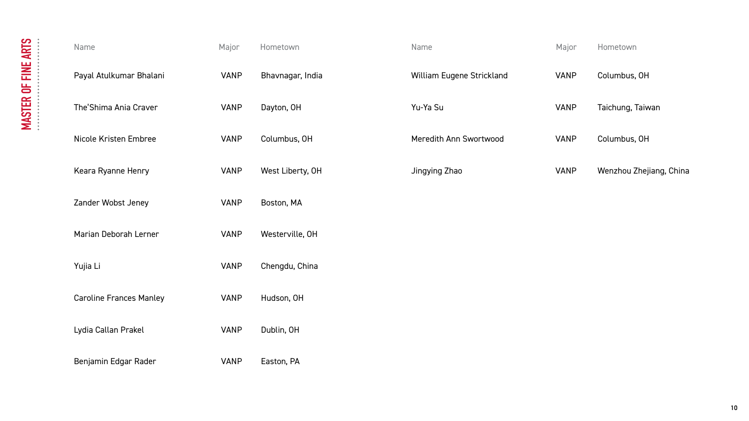## MASTER OF FINE ARTS

| Name | Major | Hometown |
| --- | --- | --- |
| Payal Atulkumar Bhalani | VANP | Bhavnagar, India |
| The'Shima Ania Craver | VANP | Dayton, OH |
| Nicole Kristen Embree | VANP | Columbus, OH |
| Keara Ryanne Henry | VANP | West Liberty, OH |
| Zander Wobst Jeney | VANP | Boston, MA |
| Marian Deborah Lerner | VANP | Westerville, OH |
| Yujia Li | VANP | Chengdu, China |
| Caroline Frances Manley | VANP | Hudson, OH |
| Lydia Callan Prakel | VANP | Dublin, OH |
| Benjamin Edgar Rader | VANP | Easton, PA |
| William Eugene Strickland | VANP | Columbus, OH |
| Yu-Ya Su | VANP | Taichung, Taiwan |
| Meredith Ann Swortwood | VANP | Columbus, OH |
| Jingying Zhao | VANP | Wenzhou Zhejiang, China |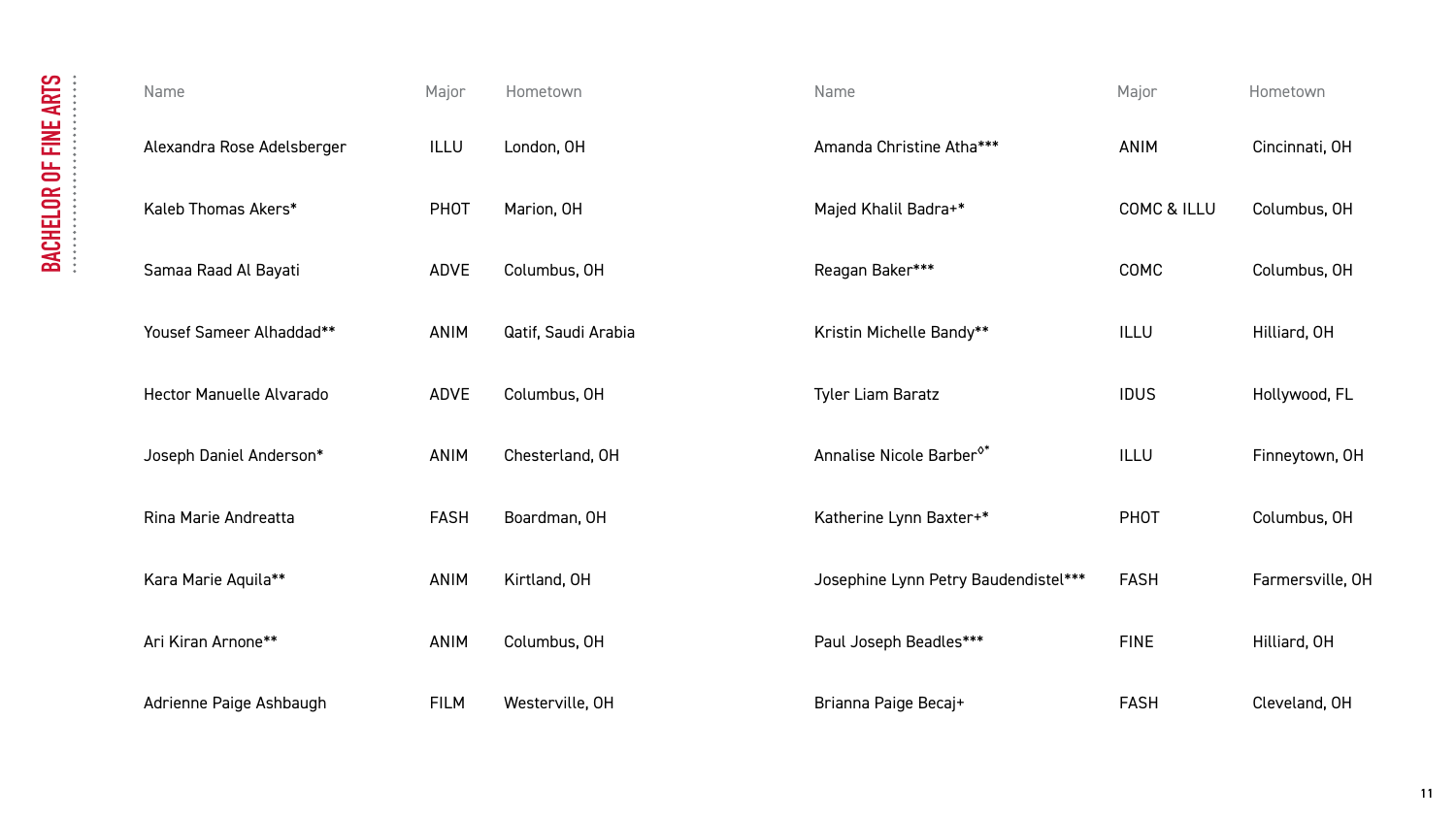## BACHELOR OF FINE ARTS

| Name | Major | Hometown |
|---|---|---|
| Alexandra Rose Adelsberger | ILLU | London, OH |
| Kaleb Thomas Akers* | PHOT | Marion, OH |
| Samaa Raad Al Bayati | ADVE | Columbus, OH |
| Yousef Sameer Alhaddad** | ANIM | Qatif, Saudi Arabia |
| Hector Manuelle Alvarado | ADVE | Columbus, OH |
| Joseph Daniel Anderson* | ANIM | Chesterland, OH |
| Rina Marie Andreatta | FASH | Boardman, OH |
| Kara Marie Aquila** | ANIM | Kirtland, OH |
| Ari Kiran Arnone** | ANIM | Columbus, OH |
| Adrienne Paige Ashbaugh | FILM | Westerville, OH |
| Amanda Christine Atha*** | ANIM | Cincinnati, OH |
| Majed Khalil Badra+* | COMC & ILLU | Columbus, OH |
| Reagan Baker*** | COMC | Columbus, OH |
| Kristin Michelle Bandy** | ILLU | Hilliard, OH |
| Tyler Liam Baratz | IDUS | Hollywood, FL |
| Annalise Nicole Barber◊* | ILLU | Finneytown, OH |
| Katherine Lynn Baxter+* | PHOT | Columbus, OH |
| Josephine Lynn Petry Baudendistel*** | FASH | Farmersville, OH |
| Paul Joseph Beadles*** | FINE | Hilliard, OH |
| Brianna Paige Becaj+ | FASH | Cleveland, OH |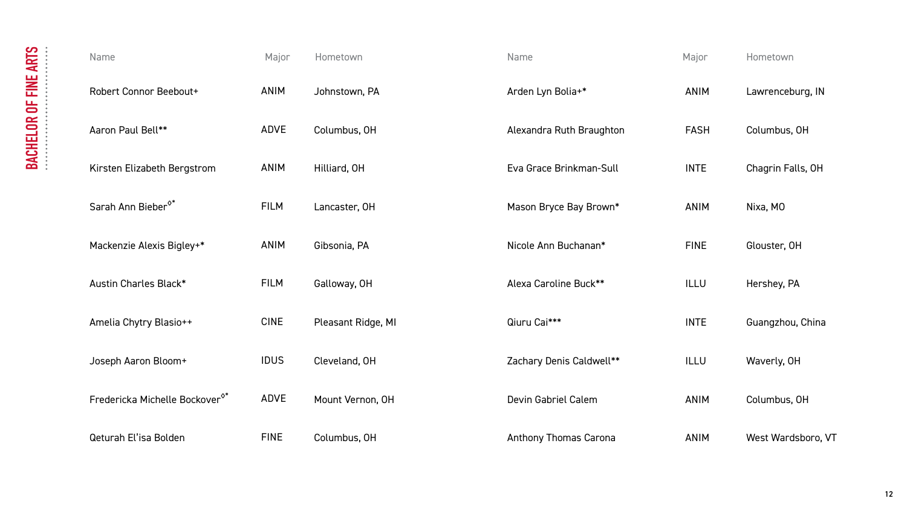## BACHELOR OF FINE ARTS

| Name | Major | Hometown |
|---|---|---|
| Robert Connor Beebout+ | ANIM | Johnstown, PA |
| Aaron Paul Bell** | ADVE | Columbus, OH |
| Kirsten Elizabeth Bergstrom | ANIM | Hilliard, OH |
| Sarah Ann Bieber◊* | FILM | Lancaster, OH |
| Mackenzie Alexis Bigley+* | ANIM | Gibsonia, PA |
| Austin Charles Black* | FILM | Galloway, OH |
| Amelia Chytry Blasio++ | CINE | Pleasant Ridge, MI |
| Joseph Aaron Bloom+ | IDUS | Cleveland, OH |
| Fredericka Michelle Bockover◊* | ADVE | Mount Vernon, OH |
| Qeturah El'isa Bolden | FINE | Columbus, OH |
| Arden Lyn Bolia+* | ANIM | Lawrenceburg, IN |
| Alexandra Ruth Braughton | FASH | Columbus, OH |
| Eva Grace Brinkman-Sull | INTE | Chagrin Falls, OH |
| Mason Bryce Bay Brown* | ANIM | Nixa, MO |
| Nicole Ann Buchanan* | FINE | Glouster, OH |
| Alexa Caroline Buck** | ILLU | Hershey, PA |
| Qiuru Cai*** | INTE | Guangzhou, China |
| Zachary Denis Caldwell** | ILLU | Waverly, OH |
| Devin Gabriel Calem | ANIM | Columbus, OH |
| Anthony Thomas Carona | ANIM | West Wardsboro, VT |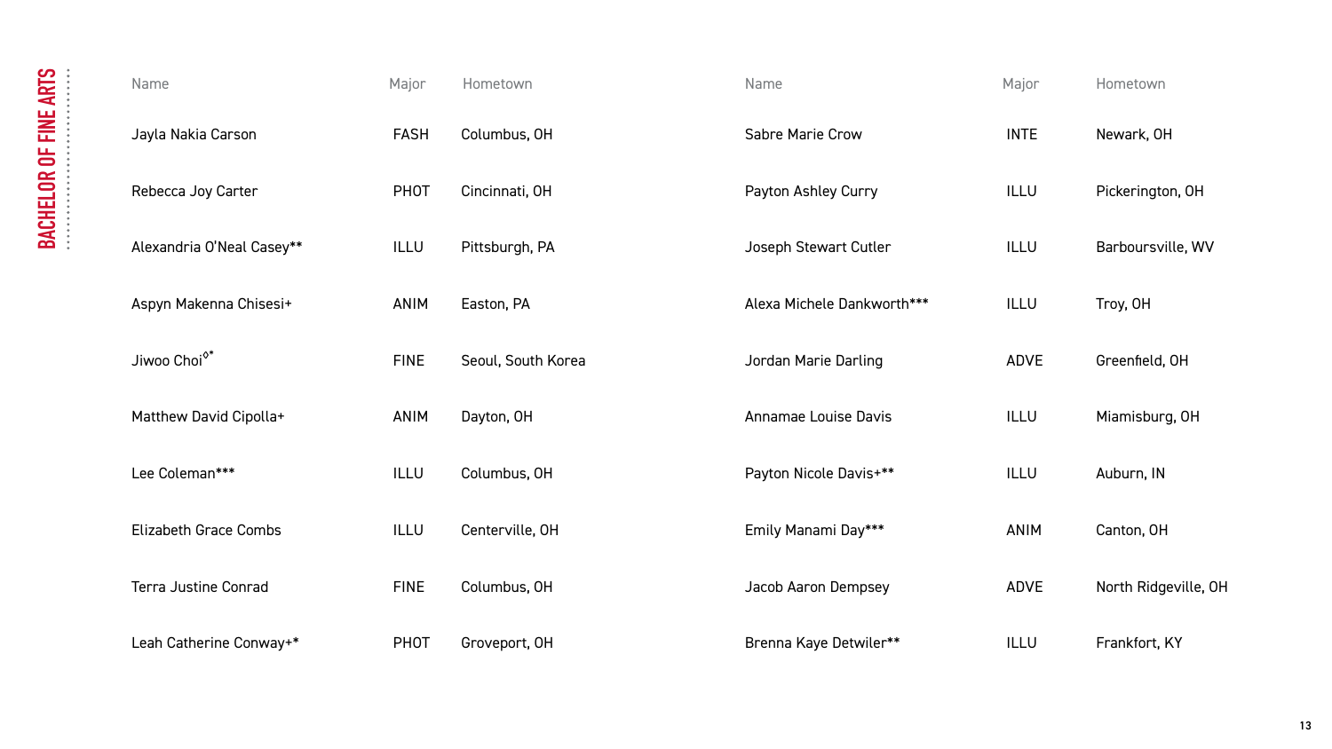# BACHELOR OF FINE ARTS

| Name | Major | Hometown |
|---|---|---|
| Jayla Nakia Carson | FASH | Columbus, OH |
| Rebecca Joy Carter | PHOT | Cincinnati, OH |
| Alexandria O'Neal Casey** | ILLU | Pittsburgh, PA |
| Aspyn Makenna Chisesi+ | ANIM | Easton, PA |
| Jiwoo Choi◊* | FINE | Seoul, South Korea |
| Matthew David Cipolla+ | ANIM | Dayton, OH |
| Lee Coleman*** | ILLU | Columbus, OH |
| Elizabeth Grace Combs | ILLU | Centerville, OH |
| Terra Justine Conrad | FINE | Columbus, OH |
| Leah Catherine Conway+* | PHOT | Groveport, OH |
| Sabre Marie Crow | INTE | Newark, OH |
| Payton Ashley Curry | ILLU | Pickerington, OH |
| Joseph Stewart Cutler | ILLU | Barboursville, WV |
| Alexa Michele Dankworth*** | ILLU | Troy, OH |
| Jordan Marie Darling | ADVE | Greenfield, OH |
| Annamae Louise Davis | ILLU | Miamisburg, OH |
| Payton Nicole Davis+** | ILLU | Auburn, IN |
| Emily Manami Day*** | ANIM | Canton, OH |
| Jacob Aaron Dempsey | ADVE | North Ridgeville, OH |
| Brenna Kaye Detwiler** | ILLU | Frankfort, KY |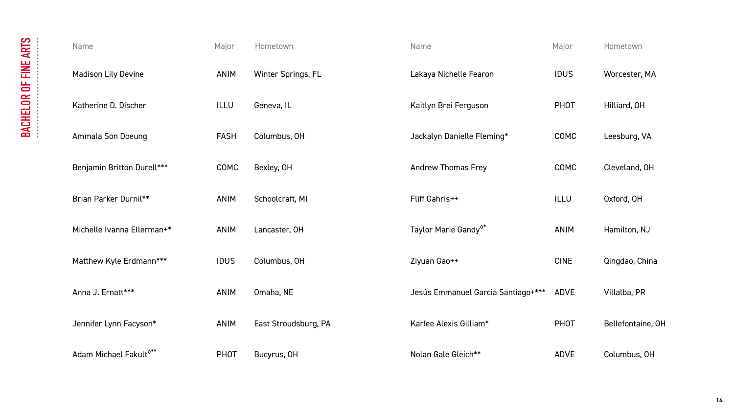## BACHELOR OF FINE ARTS

| Name | Major | Hometown |
|---|---|---|
| Madison Lily Devine | ANIM | Winter Springs, FL |
| Katherine D. Discher | ILLU | Geneva, IL |
| Ammala Son Doeung | FASH | Columbus, OH |
| Benjamin Britton Durell*** | COMC | Bexley, OH |
| Brian Parker Durnil** | ANIM | Schoolcraft, MI |
| Michelle Ivanna Ellerman+* | ANIM | Lancaster, OH |
| Matthew Kyle Erdmann*** | IDUS | Columbus, OH |
| Anna J. Ernatt*** | ANIM | Omaha, NE |
| Jennifer Lynn Facyson* | ANIM | East Stroudsburg, PA |
| Adam Michael Fakult◊** | PHOT | Bucyrus, OH |
| Lakaya Nichelle Fearon | IDUS | Worcester, MA |
| Kaitlyn Brei Ferguson | PHOT | Hilliard, OH |
| Jackalyn Danielle Fleming* | COMC | Leesburg, VA |
| Andrew Thomas Frey | COMC | Cleveland, OH |
| Fliff Gahris++ | ILLU | Oxford, OH |
| Taylor Marie Gandy◊* | ANIM | Hamilton, NJ |
| Ziyuan Gao++ | CINE | Qingdao, China |
| Jesús Emmanuel Garcia Santiago+*** | ADVE | Villalba, PR |
| Karlee Alexis Gilliam* | PHOT | Bellefontaine, OH |
| Nolan Gale Gleich** | ADVE | Columbus, OH |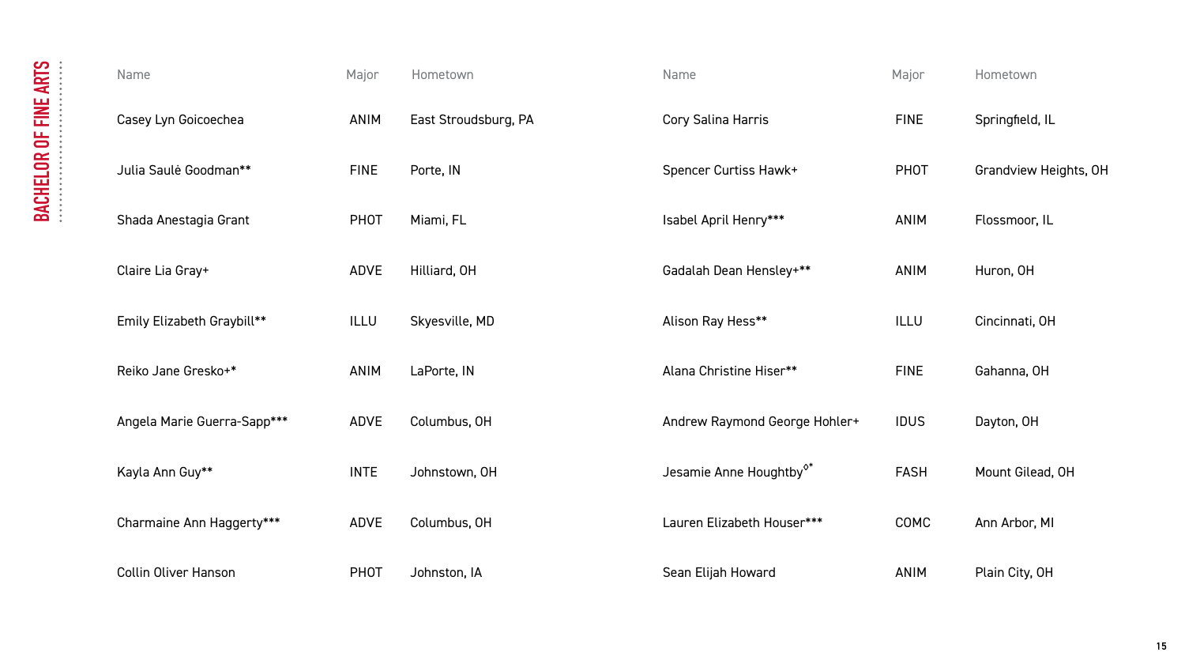# BACHELOR OF FINE ARTS

| Name | Major | Hometown |
| --- | --- | --- |
| Casey Lyn Goicoechea | ANIM | East Stroudsburg, PA |
| Julia Saulė Goodman** | FINE | Porte, IN |
| Shada Anestagia Grant | PHOT | Miami, FL |
| Claire Lia Gray+ | ADVE | Hilliard, OH |
| Emily Elizabeth Graybill** | ILLU | Skyesville, MD |
| Reiko Jane Gresko+* | ANIM | LaPorte, IN |
| Angela Marie Guerra-Sapp*** | ADVE | Columbus, OH |
| Kayla Ann Guy** | INTE | Johnstown, OH |
| Charmaine Ann Haggerty*** | ADVE | Columbus, OH |
| Collin Oliver Hanson | PHOT | Johnston, IA |
| Cory Salina Harris | FINE | Springfield, IL |
| Spencer Curtiss Hawk+ | PHOT | Grandview Heights, OH |
| Isabel April Henry*** | ANIM | Flossmoor, IL |
| Gadalah Dean Hensley+** | ANIM | Huron, OH |
| Alison Ray Hess** | ILLU | Cincinnati, OH |
| Alana Christine Hiser** | FINE | Gahanna, OH |
| Andrew Raymond George Hohler+ | IDUS | Dayton, OH |
| Jesamie Anne Houghtby◊* | FASH | Mount Gilead, OH |
| Lauren Elizabeth Houser*** | COMC | Ann Arbor, MI |
| Sean Elijah Howard | ANIM | Plain City, OH |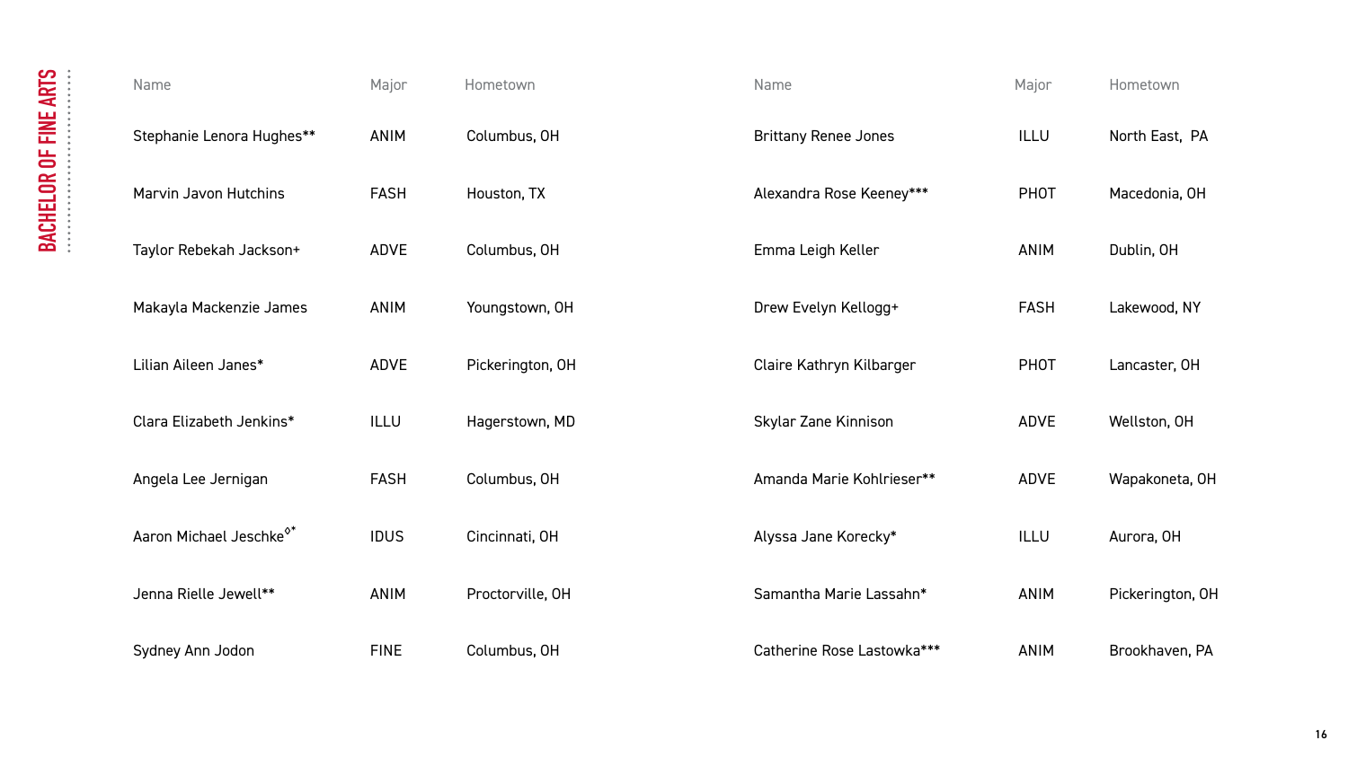## BACHELOR OF FINE ARTS

| Name | Major | Hometown |
|---|---|---|
| Stephanie Lenora Hughes** | ANIM | Columbus, OH |
| Marvin Javon Hutchins | FASH | Houston, TX |
| Taylor Rebekah Jackson+ | ADVE | Columbus, OH |
| Makayla Mackenzie James | ANIM | Youngstown, OH |
| Lilian Aileen Janes* | ADVE | Pickerington, OH |
| Clara Elizabeth Jenkins* | ILLU | Hagerstown, MD |
| Angela Lee Jernigan | FASH | Columbus, OH |
| Aaron Michael Jeschke◊* | IDUS | Cincinnati, OH |
| Jenna Rielle Jewell** | ANIM | Proctorville, OH |
| Sydney Ann Jodon | FINE | Columbus, OH |
| Brittany Renee Jones | ILLU | North East, PA |
| Alexandra Rose Keeney*** | PHOT | Macedonia, OH |
| Emma Leigh Keller | ANIM | Dublin, OH |
| Drew Evelyn Kellogg+ | FASH | Lakewood, NY |
| Claire Kathryn Kilbarger | PHOT | Lancaster, OH |
| Skylar Zane Kinnison | ADVE | Wellston, OH |
| Amanda Marie Kohlrieser** | ADVE | Wapakoneta, OH |
| Alyssa Jane Korecky* | ILLU | Aurora, OH |
| Samantha Marie Lassahn* | ANIM | Pickerington, OH |
| Catherine Rose Lastowka*** | ANIM | Brookhaven, PA |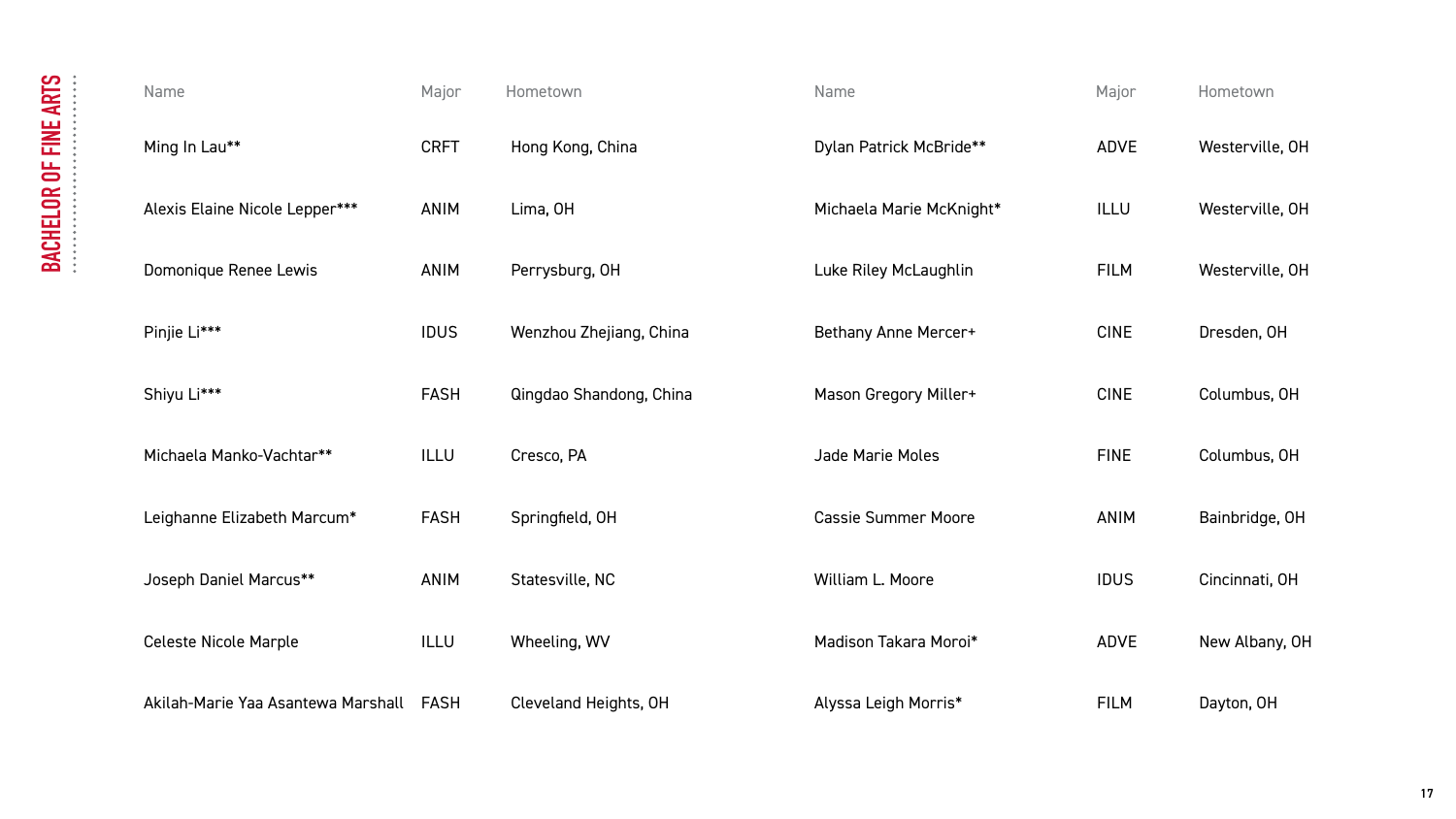## BACHELOR OF FINE ARTS

| Name | Major | Hometown |
|---|---|---|
| Ming In Lau** | CRFT | Hong Kong, China |
| Alexis Elaine Nicole Lepper*** | ANIM | Lima, OH |
| Domonique Renee Lewis | ANIM | Perrysburg, OH |
| Pinjie Li*** | IDUS | Wenzhou Zhejiang, China |
| Shiyu Li*** | FASH | Qingdao Shandong, China |
| Michaela Manko-Vachtar** | ILLU | Cresco, PA |
| Leighanne Elizabeth Marcum* | FASH | Springfield, OH |
| Joseph Daniel Marcus** | ANIM | Statesville, NC |
| Celeste Nicole Marple | ILLU | Wheeling, WV |
| Akilah-Marie Yaa Asantewa Marshall | FASH | Cleveland Heights, OH |
| Dylan Patrick McBride** | ADVE | Westerville, OH |
| Michaela Marie McKnight* | ILLU | Westerville, OH |
| Luke Riley McLaughlin | FILM | Westerville, OH |
| Bethany Anne Mercer+ | CINE | Dresden, OH |
| Mason Gregory Miller+ | CINE | Columbus, OH |
| Jade Marie Moles | FINE | Columbus, OH |
| Cassie Summer Moore | ANIM | Bainbridge, OH |
| William L. Moore | IDUS | Cincinnati, OH |
| Madison Takara Moroi* | ADVE | New Albany, OH |
| Alyssa Leigh Morris* | FILM | Dayton, OH |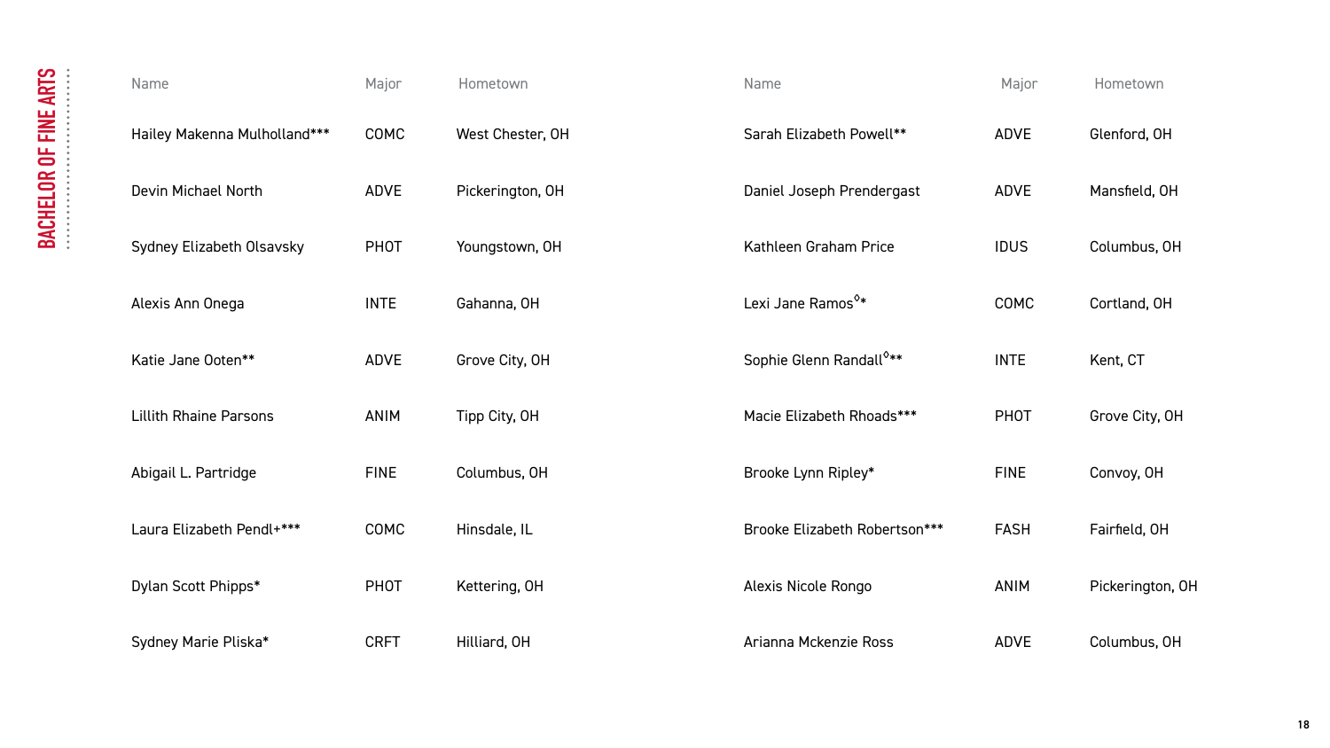## BACHELOR OF FINE ARTS

| Name | Major | Hometown |
|---|---|---|
| Hailey Makenna Mulholland*** | COMC | West Chester, OH |
| Devin Michael North | ADVE | Pickerington, OH |
| Sydney Elizabeth Olsavsky | PHOT | Youngstown, OH |
| Alexis Ann Onega | INTE | Gahanna, OH |
| Katie Jane Ooten** | ADVE | Grove City, OH |
| Lillith Rhaine Parsons | ANIM | Tipp City, OH |
| Abigail L. Partridge | FINE | Columbus, OH |
| Laura Elizabeth Pendl+*** | COMC | Hinsdale, IL |
| Dylan Scott Phipps* | PHOT | Kettering, OH |
| Sydney Marie Pliska* | CRFT | Hilliard, OH |
| Sarah Elizabeth Powell** | ADVE | Glenford, OH |
| Daniel Joseph Prendergast | ADVE | Mansfield, OH |
| Kathleen Graham Price | IDUS | Columbus, OH |
| Lexi Jane Ramos◊* | COMC | Cortland, OH |
| Sophie Glenn Randall◊** | INTE | Kent, CT |
| Macie Elizabeth Rhoads*** | PHOT | Grove City, OH |
| Brooke Lynn Ripley* | FINE | Convoy, OH |
| Brooke Elizabeth Robertson*** | FASH | Fairfield, OH |
| Alexis Nicole Rongo | ANIM | Pickerington, OH |
| Arianna Mckenzie Ross | ADVE | Columbus, OH |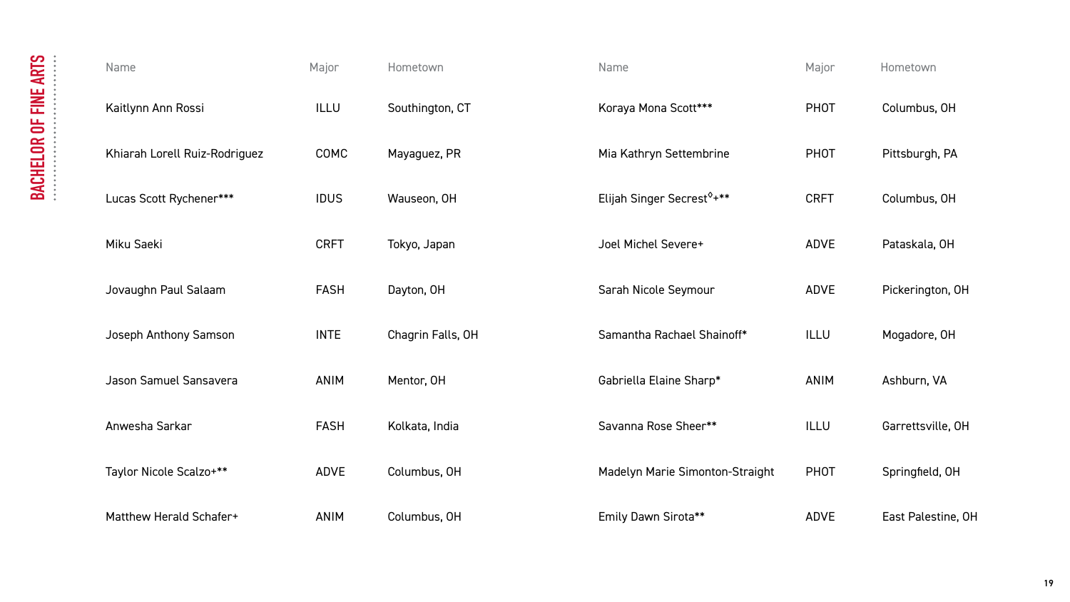BACHELOR OF FINE ARTS

| Name | Major | Hometown |
|---|---|---|
| Kaitlynn Ann Rossi | ILLU | Southington, CT |
| Khiarah Lorell Ruiz-Rodriguez | COMC | Mayaguez, PR |
| Lucas Scott Rychener*** | IDUS | Wauseon, OH |
| Miku Saeki | CRFT | Tokyo, Japan |
| Jovaughn Paul Salaam | FASH | Dayton, OH |
| Joseph Anthony Samson | INTE | Chagrin Falls, OH |
| Jason Samuel Sansavera | ANIM | Mentor, OH |
| Anwesha Sarkar | FASH | Kolkata, India |
| Taylor Nicole Scalzo+** | ADVE | Columbus, OH |
| Matthew Herald Schafer+ | ANIM | Columbus, OH |
| Koraya Mona Scott*** | PHOT | Columbus, OH |
| Mia Kathryn Settembrine | PHOT | Pittsburgh, PA |
| Elijah Singer Secrest◊+** | CRFT | Columbus, OH |
| Joel Michel Severe+ | ADVE | Pataskala, OH |
| Sarah Nicole Seymour | ADVE | Pickerington, OH |
| Samantha Rachael Shainoff* | ILLU | Mogadore, OH |
| Gabriella Elaine Sharp* | ANIM | Ashburn, VA |
| Savanna Rose Sheer** | ILLU | Garrettsville, OH |
| Madelyn Marie Simonton-Straight | PHOT | Springfield, OH |
| Emily Dawn Sirota** | ADVE | East Palestine, OH |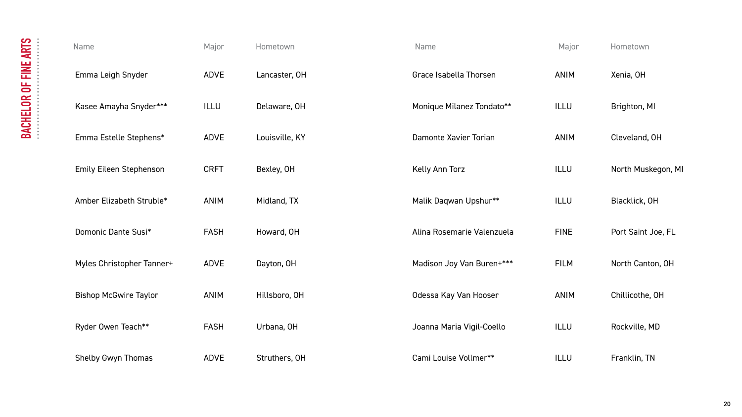## BACHELOR OF FINE ARTS

| Name | Major | Hometown |
| --- | --- | --- |
| Emma Leigh Snyder | ADVE | Lancaster, OH |
| Kasee Amayha Snyder*** | ILLU | Delaware, OH |
| Emma Estelle Stephens* | ADVE | Louisville, KY |
| Emily Eileen Stephenson | CRFT | Bexley, OH |
| Amber Elizabeth Struble* | ANIM | Midland, TX |
| Domonic Dante Susi* | FASH | Howard, OH |
| Myles Christopher Tanner+ | ADVE | Dayton, OH |
| Bishop McGwire Taylor | ANIM | Hillsboro, OH |
| Ryder Owen Teach** | FASH | Urbana, OH |
| Shelby Gwyn Thomas | ADVE | Struthers, OH |
| Grace Isabella Thorsen | ANIM | Xenia, OH |
| Monique Milanez Tondato** | ILLU | Brighton, MI |
| Damonte Xavier Torian | ANIM | Cleveland, OH |
| Kelly Ann Torz | ILLU | North Muskegon, MI |
| Malik Daqwan Upshur** | ILLU | Blacklick, OH |
| Alina Rosemarie Valenzuela | FINE | Port Saint Joe, FL |
| Madison Joy Van Buren+*** | FILM | North Canton, OH |
| Odessa Kay Van Hooser | ANIM | Chillicothe, OH |
| Joanna Maria Vigil-Coello | ILLU | Rockville, MD |
| Cami Louise Vollmer** | ILLU | Franklin, TN |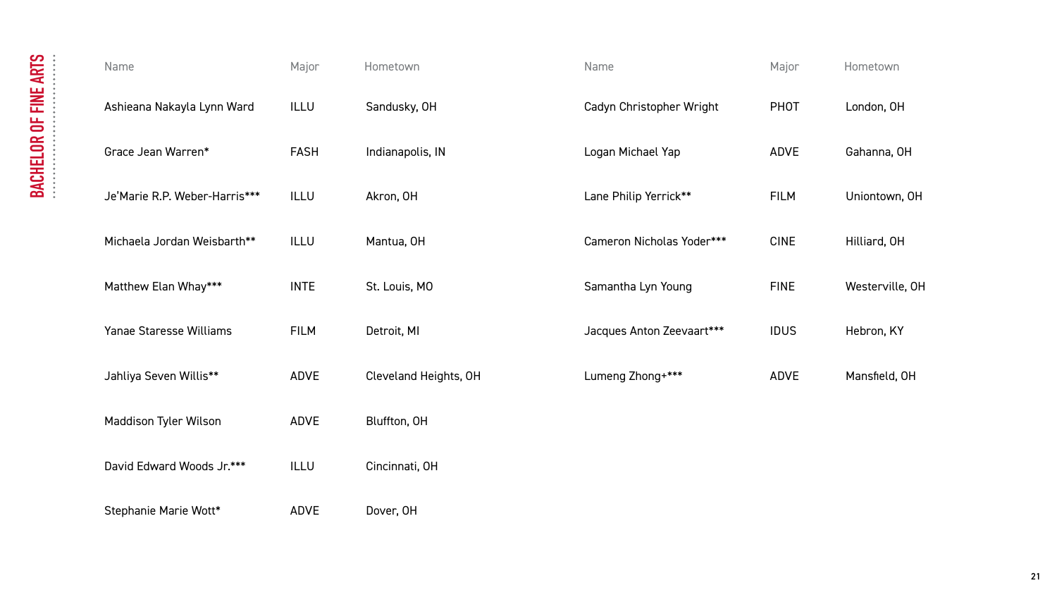## BACHELOR OF FINE ARTS

| Name | Major | Hometown |
|---|---|---|
| Ashieana Nakayla Lynn Ward | ILLU | Sandusky, OH |
| Grace Jean Warren* | FASH | Indianapolis, IN |
| Je'Marie R.P. Weber-Harris*** | ILLU | Akron, OH |
| Michaela Jordan Weisbarth** | ILLU | Mantua, OH |
| Matthew Elan Whay*** | INTE | St. Louis, MO |
| Yanae Staresse Williams | FILM | Detroit, MI |
| Jahliya Seven Willis** | ADVE | Cleveland Heights, OH |
| Maddison Tyler Wilson | ADVE | Bluffton, OH |
| David Edward Woods Jr.*** | ILLU | Cincinnati, OH |
| Stephanie Marie Wott* | ADVE | Dover, OH |
| Cadyn Christopher Wright | PHOT | London, OH |
| Logan Michael Yap | ADVE | Gahanna, OH |
| Lane Philip Yerrick** | FILM | Uniontown, OH |
| Cameron Nicholas Yoder*** | CINE | Hilliard, OH |
| Samantha Lyn Young | FINE | Westerville, OH |
| Jacques Anton Zeevaart*** | IDUS | Hebron, KY |
| Lumeng Zhong+*** | ADVE | Mansfield, OH |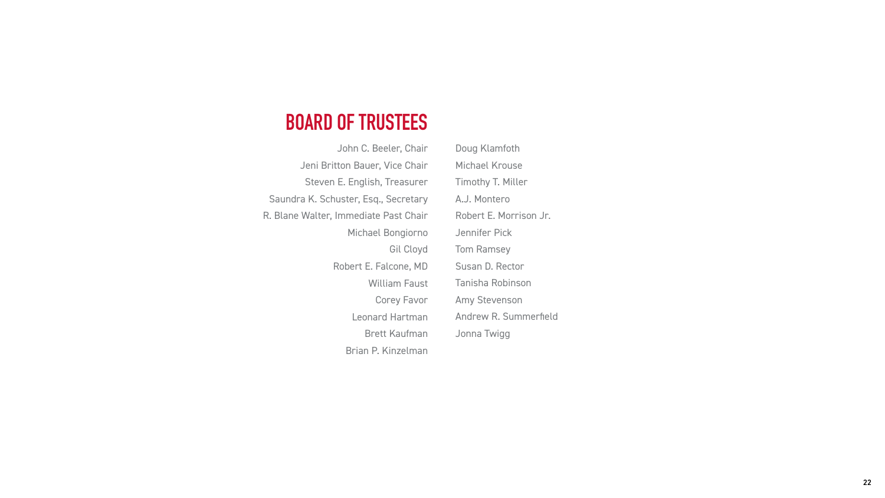## BOARD OF TRUSTEES

John C. Beeler, Chair
Jeni Britton Bauer, Vice Chair
Steven E. English, Treasurer
Saundra K. Schuster, Esq., Secretary
R. Blane Walter, Immediate Past Chair
Michael Bongiorno
Gil Cloyd
Robert E. Falcone, MD
William Faust
Corey Favor
Leonard Hartman
Brett Kaufman
Brian P. Kinzelman
Doug Klamfoth
Michael Krouse
Timothy T. Miller
A.J. Montero
Robert E. Morrison Jr.
Jennifer Pick
Tom Ramsey
Susan D. Rector
Tanisha Robinson
Amy Stevenson
Andrew R. Summerfield
Jonna Twigg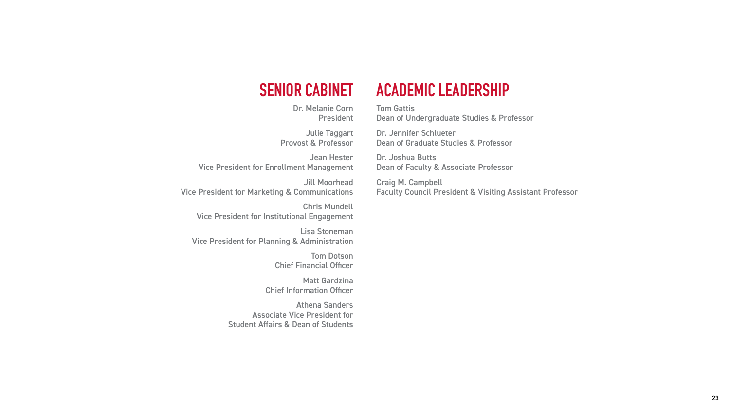## SENIOR CABINET

Dr. Melanie Corn
President

Julie Taggart
Provost & Professor

Jean Hester
Vice President for Enrollment Management

Jill Moorhead
Vice President for Marketing & Communications

Chris Mundell
Vice President for Institutional Engagement

Lisa Stoneman
Vice President for Planning & Administration

Tom Dotson
Chief Financial Officer

Matt Gardzina
Chief Information Officer

Athena Sanders
Associate Vice President for
Student Affairs & Dean of Students

## ACADEMIC LEADERSHIP

Tom Gattis
Dean of Undergraduate Studies & Professor

Dr. Jennifer Schlueter
Dean of Graduate Studies & Professor

Dr. Joshua Butts
Dean of Faculty & Associate Professor

Craig M. Campbell
Faculty Council President & Visiting Assistant Professor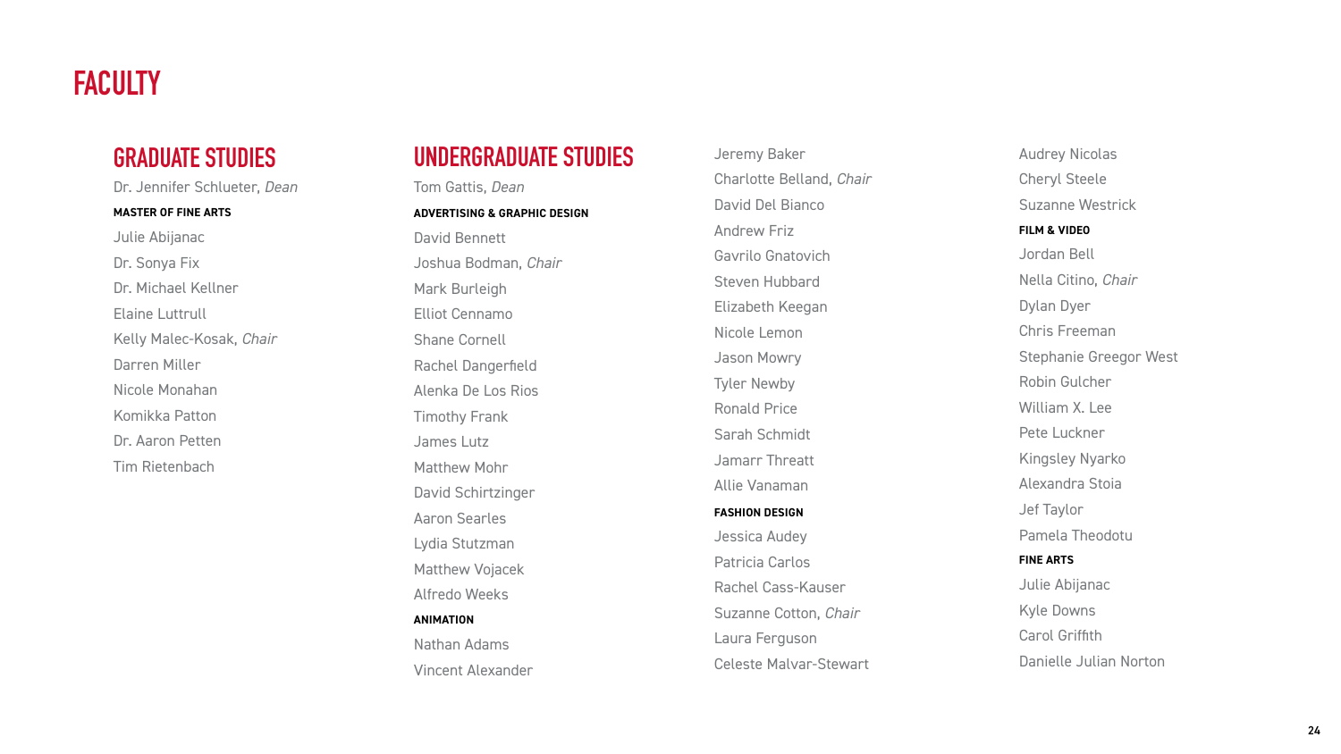# FACULTY

## GRADUATE STUDIES

Dr. Jennifer Schlueter, *Dean*

**MASTER OF FINE ARTS**

Julie Abijanac
Dr. Sonya Fix
Dr. Michael Kellner
Elaine Luttrull
Kelly Malec-Kosak, *Chair*
Darren Miller
Nicole Monahan
Komikka Patton
Dr. Aaron Petten
Tim Rietenbach

## UNDERGRADUATE STUDIES

Tom Gattis, *Dean*

**ADVERTISING & GRAPHIC DESIGN**

David Bennett
Joshua Bodman, *Chair*
Mark Burleigh
Elliot Cennamo
Shane Cornell
Rachel Dangerfield
Alenka De Los Rios
Timothy Frank
James Lutz
Matthew Mohr
David Schirtzinger
Aaron Searles
Lydia Stutzman
Matthew Vojacek
Alfredo Weeks

**ANIMATION**

Nathan Adams
Vincent Alexander
Jeremy Baker
Charlotte Belland, *Chair*
David Del Bianco
Andrew Friz
Gavrilo Gnatovich
Steven Hubbard
Elizabeth Keegan
Nicole Lemon
Jason Mowry
Tyler Newby
Ronald Price
Sarah Schmidt
Jamarr Threatt
Allie Vanaman

**FASHION DESIGN**

Jessica Audey
Patricia Carlos
Rachel Cass-Kauser
Suzanne Cotton, *Chair*
Laura Ferguson
Celeste Malvar-Stewart
Audrey Nicolas
Cheryl Steele
Suzanne Westrick

**FILM & VIDEO**

Jordan Bell
Nella Citino, *Chair*
Dylan Dyer
Chris Freeman
Stephanie Greegor West
Robin Gulcher
William X. Lee
Pete Luckner
Kingsley Nyarko
Alexandra Stoia
Jef Taylor
Pamela Theodotu

**FINE ARTS**

Julie Abijanac
Kyle Downs
Carol Griffith
Danielle Julian Norton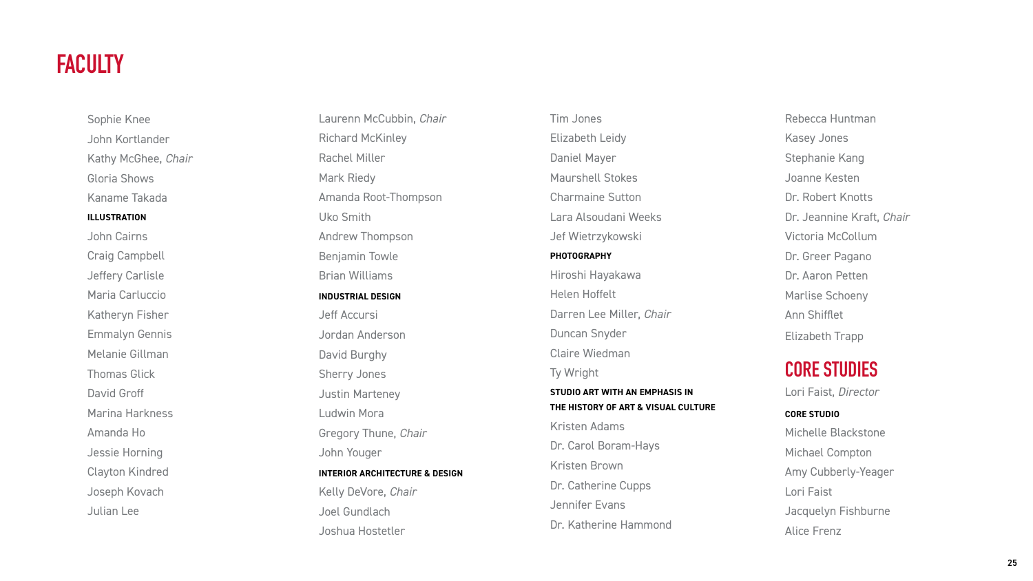# FACULTY

Sophie Knee
John Kortlander
Kathy McGhee, *Chair*
Gloria Shows
Kaname Takada

**ILLUSTRATION**

John Cairns
Craig Campbell
Jeffery Carlisle
Maria Carluccio
Katheryn Fisher
Emmalyn Gennis
Melanie Gillman
Thomas Glick
David Groff
Marina Harkness
Amanda Ho
Jessie Horning
Clayton Kindred
Joseph Kovach
Julian Lee
Laurenn McCubbin, *Chair*
Richard McKinley
Rachel Miller
Mark Riedy
Amanda Root-Thompson
Uko Smith
Andrew Thompson
Benjamin Towle
Brian Williams

**INDUSTRIAL DESIGN**

Jeff Accursi
Jordan Anderson
David Burghy
Sherry Jones
Justin Marteney
Ludwin Mora
Gregory Thune, *Chair*
John Youger

**INTERIOR ARCHITECTURE & DESIGN**

Kelly DeVore, *Chair*
Joel Gundlach
Joshua Hostetler
Tim Jones
Elizabeth Leidy
Daniel Mayer
Maurshell Stokes
Charmaine Sutton
Lara Alsoudani Weeks
Jef Wietrzykowski

**PHOTOGRAPHY**

Hiroshi Hayakawa
Helen Hoffelt
Darren Lee Miller, *Chair*
Duncan Snyder
Claire Wiedman
Ty Wright

**STUDIO ART WITH AN EMPHASIS IN THE HISTORY OF ART & VISUAL CULTURE**

Kristen Adams
Dr. Carol Boram-Hays
Kristen Brown
Dr. Catherine Cupps
Jennifer Evans
Dr. Katherine Hammond
Rebecca Huntman
Kasey Jones
Stephanie Kang
Joanne Kesten
Dr. Robert Knotts
Dr. Jeannine Kraft, *Chair*
Victoria McCollum
Dr. Greer Pagano
Dr. Aaron Petten
Marlise Schoeny
Ann Shifflet
Elizabeth Trapp

# CORE STUDIES

Lori Faist, *Director*

**CORE STUDIO**

Michelle Blackstone
Michael Compton
Amy Cubberly-Yeager
Lori Faist
Jacquelyn Fishburne
Alice Frenz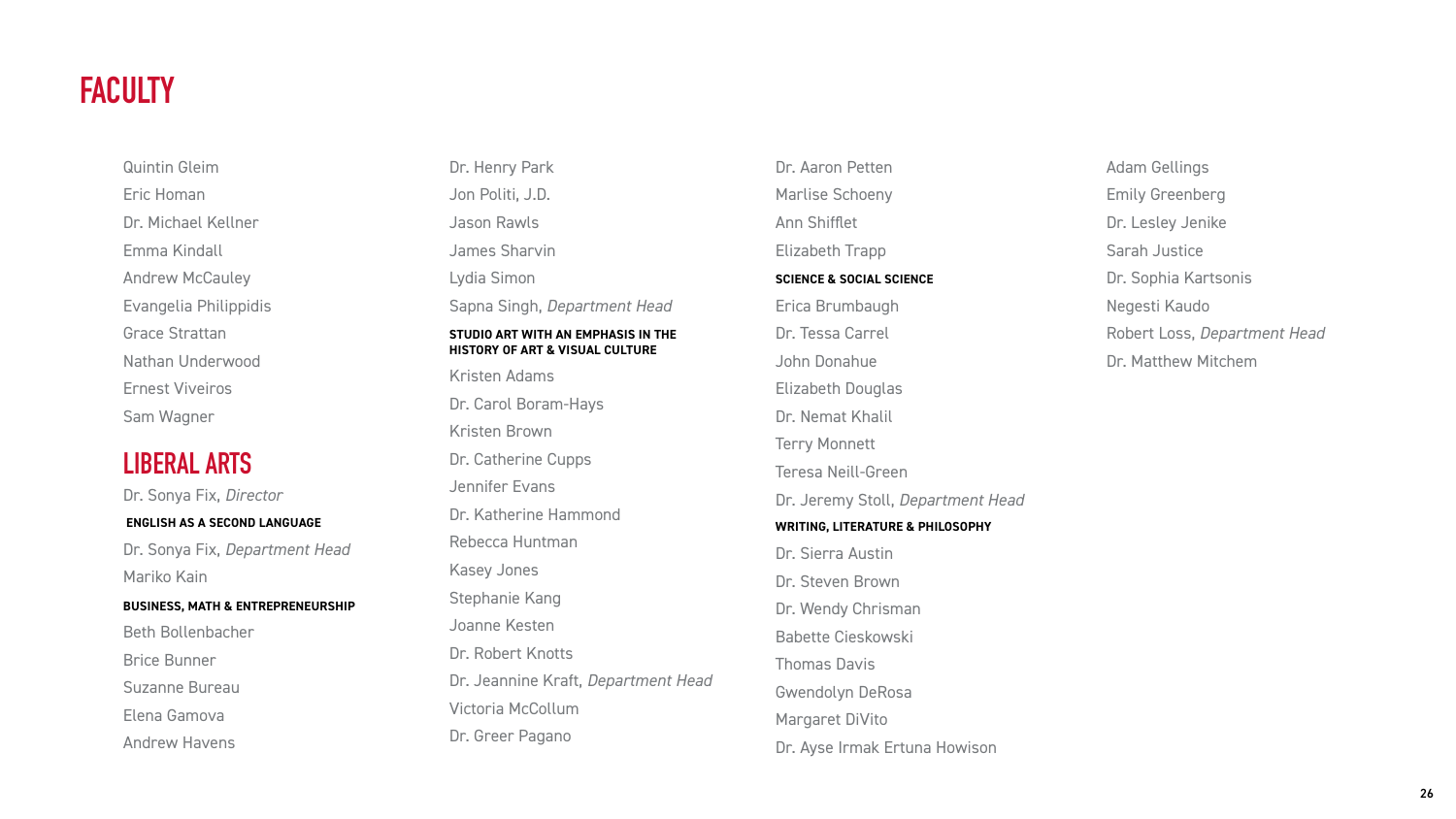# FACULTY

Quintin Gleim
Eric Homan
Dr. Michael Kellner
Emma Kindall
Andrew McCauley
Evangelia Philippidis
Grace Strattan
Nathan Underwood
Ernest Viveiros
Sam Wagner

## LIBERAL ARTS

Dr. Sonya Fix, *Director*

**ENGLISH AS A SECOND LANGUAGE**

Dr. Sonya Fix, *Department Head*
Mariko Kain

**BUSINESS, MATH & ENTREPRENEURSHIP**

Beth Bollenbacher
Brice Bunner
Suzanne Bureau
Elena Gamova
Andrew Havens
Dr. Henry Park
Jon Politi, J.D.
Jason Rawls
James Sharvin
Lydia Simon
Sapna Singh, *Department Head*

**STUDIO ART WITH AN EMPHASIS IN THE HISTORY OF ART & VISUAL CULTURE**

Kristen Adams
Dr. Carol Boram-Hays
Kristen Brown
Dr. Catherine Cupps
Jennifer Evans
Dr. Katherine Hammond
Rebecca Huntman
Kasey Jones
Stephanie Kang
Joanne Kesten
Dr. Robert Knotts
Dr. Jeannine Kraft, *Department Head*
Victoria McCollum
Dr. Greer Pagano
Dr. Aaron Petten
Marlise Schoeny
Ann Shifflet
Elizabeth Trapp

**SCIENCE & SOCIAL SCIENCE**

Erica Brumbaugh
Dr. Tessa Carrel
John Donahue
Elizabeth Douglas
Dr. Nemat Khalil
Terry Monnett
Teresa Neill-Green
Dr. Jeremy Stoll, *Department Head*

**WRITING, LITERATURE & PHILOSOPHY**

Dr. Sierra Austin
Dr. Steven Brown
Dr. Wendy Chrisman
Babette Cieskowski
Thomas Davis
Gwendolyn DeRosa
Margaret DiVito
Dr. Ayse Irmak Ertuna Howison
Adam Gellings
Emily Greenberg
Dr. Lesley Jenike
Sarah Justice
Dr. Sophia Kartsonis
Negesti Kaudo
Robert Loss, *Department Head*
Dr. Matthew Mitchem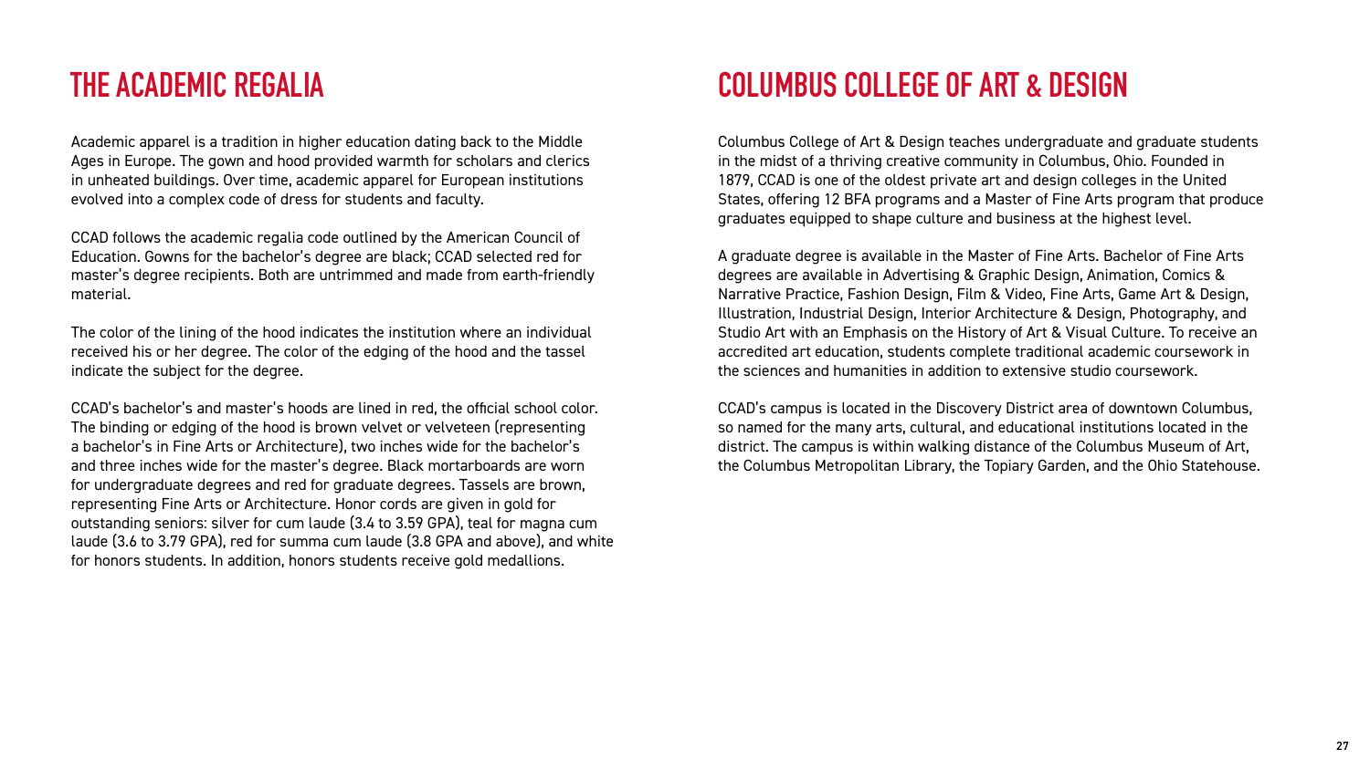## THE ACADEMIC REGALIA

Academic apparel is a tradition in higher education dating back to the Middle Ages in Europe. The gown and hood provided warmth for scholars and clerics in unheated buildings. Over time, academic apparel for European institutions evolved into a complex code of dress for students and faculty.

CCAD follows the academic regalia code outlined by the American Council of Education. Gowns for the bachelor's degree are black; CCAD selected red for master's degree recipients. Both are untrimmed and made from earth-friendly material.

The color of the lining of the hood indicates the institution where an individual received his or her degree. The color of the edging of the hood and the tassel indicate the subject for the degree.

CCAD's bachelor's and master's hoods are lined in red, the official school color. The binding or edging of the hood is brown velvet or velveteen (representing a bachelor's in Fine Arts or Architecture), two inches wide for the bachelor's and three inches wide for the master's degree. Black mortarboards are worn for undergraduate degrees and red for graduate degrees. Tassels are brown, representing Fine Arts or Architecture. Honor cords are given in gold for outstanding seniors: silver for cum laude (3.4 to 3.59 GPA), teal for magna cum laude (3.6 to 3.79 GPA), red for summa cum laude (3.8 GPA and above), and white for honors students. In addition, honors students receive gold medallions.

## COLUMBUS COLLEGE OF ART & DESIGN

Columbus College of Art & Design teaches undergraduate and graduate students in the midst of a thriving creative community in Columbus, Ohio. Founded in 1879, CCAD is one of the oldest private art and design colleges in the United States, offering 12 BFA programs and a Master of Fine Arts program that produce graduates equipped to shape culture and business at the highest level.

A graduate degree is available in the Master of Fine Arts. Bachelor of Fine Arts degrees are available in Advertising & Graphic Design, Animation, Comics & Narrative Practice, Fashion Design, Film & Video, Fine Arts, Game Art & Design, Illustration, Industrial Design, Interior Architecture & Design, Photography, and Studio Art with an Emphasis on the History of Art & Visual Culture. To receive an accredited art education, students complete traditional academic coursework in the sciences and humanities in addition to extensive studio coursework.

CCAD's campus is located in the Discovery District area of downtown Columbus, so named for the many arts, cultural, and educational institutions located in the district. The campus is within walking distance of the Columbus Museum of Art, the Columbus Metropolitan Library, the Topiary Garden, and the Ohio Statehouse.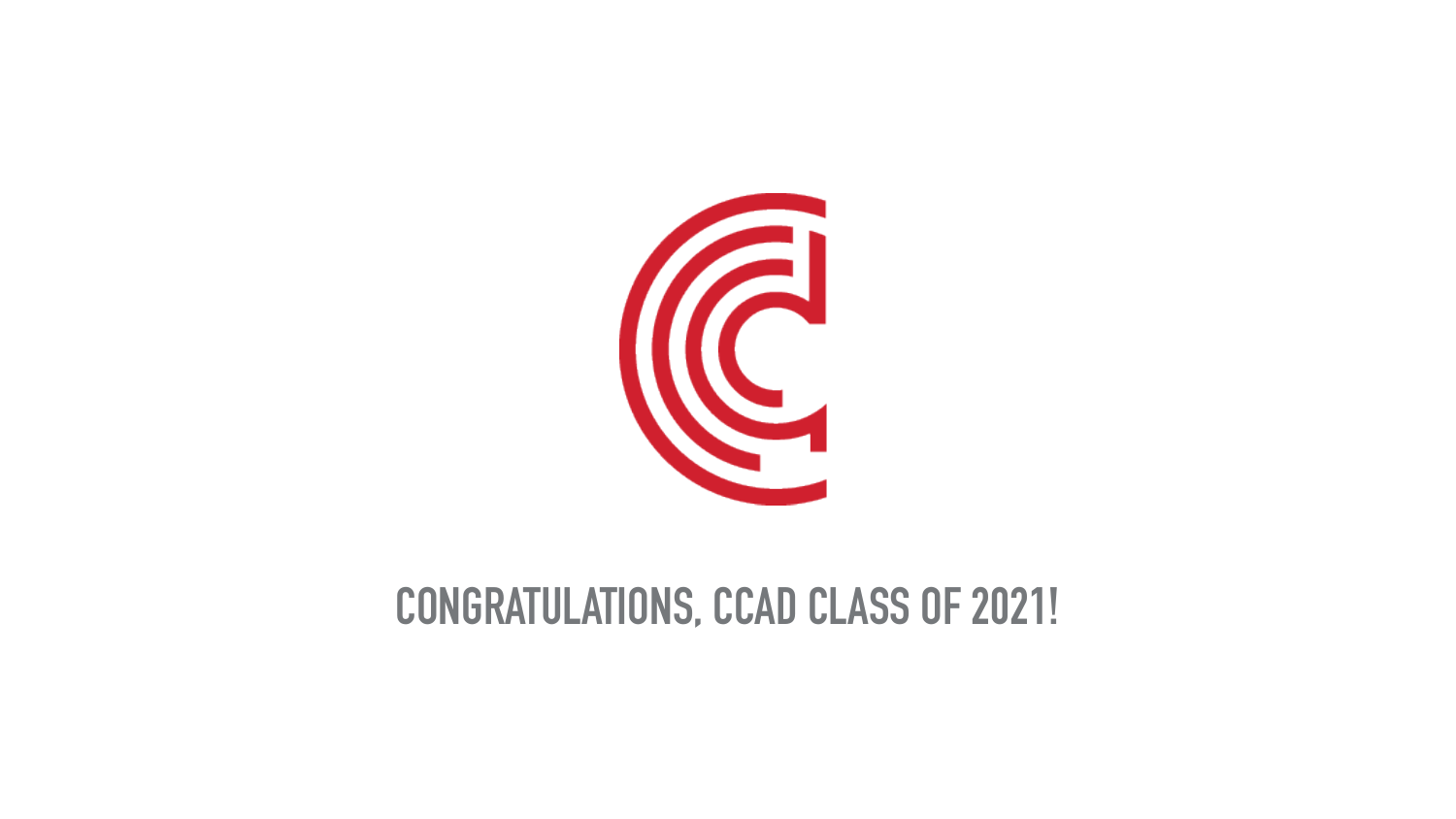CONGRATULATIONS, CCAD CLASS OF 2021!